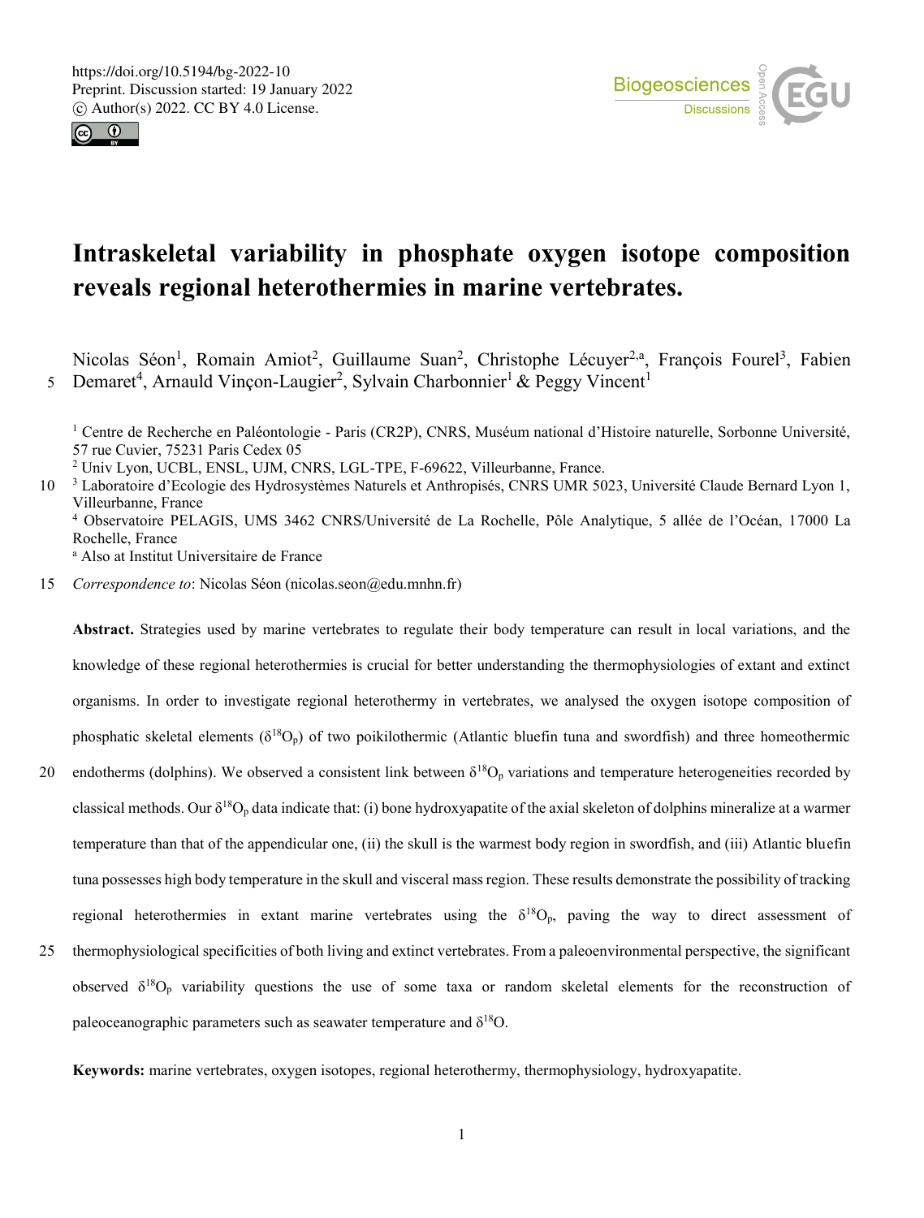# Intraskeletal variability in phosphate oxygen isotope composition reveals regional heterothermies in marine vertebrates.

Nicolas Séon[1], Romain Amiot[2], Guillaume Suan[2], Christophe Lécuyer[2,a], François Fourel[3], Fabien Demaret[4], Arnauld Vinçon-Laugier[2], Sylvain Charbonnier[1] & Peggy Vincent[1]

[1] Centre de Recherche en Paléontologie - Paris (CR2P), CNRS, Muséum national d'Histoire naturelle, Sorbonne Université, 57 rue Cuvier, 75231 Paris Cedex 05

[2] Univ Lyon, UCBL, ENSL, UJM, CNRS, LGL-TPE, F-69622, Villeurbanne, France.

[3] Laboratoire d'Ecologie des Hydrosystèmes Naturels et Anthropisés, CNRS UMR 5023, Université Claude Bernard Lyon 1, Villeurbanne, France

[4] Observatoire PELAGIS, UMS 3462 CNRS/Université de La Rochelle, Pôle Analytique, 5 allée de l'Océan, 17000 La Rochelle, France

[a] Also at Institut Universitaire de France

*Correspondence to*: Nicolas Séon (nicolas.seon@edu.mnhn.fr)

**Abstract.** Strategies used by marine vertebrates to regulate their body temperature can result in local variations, and the knowledge of these regional heterothermies is crucial for better understanding the thermophysiologies of extant and extinct organisms. In order to investigate regional heterothermy in vertebrates, we analysed the oxygen isotope composition of phosphatic skeletal elements ($\delta^{18}O_p$) of two poikilothermic (Atlantic bluefin tuna and swordfish) and three homeothermic endotherms (dolphins). We observed a consistent link between $\delta^{18}O_p$ variations and temperature heterogeneities recorded by classical methods. Our $\delta^{18}O_p$ data indicate that: (i) bone hydroxyapatite of the axial skeleton of dolphins mineralize at a warmer temperature than that of the appendicular one, (ii) the skull is the warmest body region in swordfish, and (iii) Atlantic bluefin tuna possesses high body temperature in the skull and visceral mass region. These results demonstrate the possibility of tracking regional heterothermies in extant marine vertebrates using the $\delta^{18}O_p$, paving the way to direct assessment of thermophysiological specificities of both living and extinct vertebrates. From a paleoenvironmental perspective, the significant observed $\delta^{18}O_p$ variability questions the use of some taxa or random skeletal elements for the reconstruction of paleoceanographic parameters such as seawater temperature and $\delta^{18}O$.

**Keywords:** marine vertebrates, oxygen isotopes, regional heterothermy, thermophysiology, hydroxyapatite.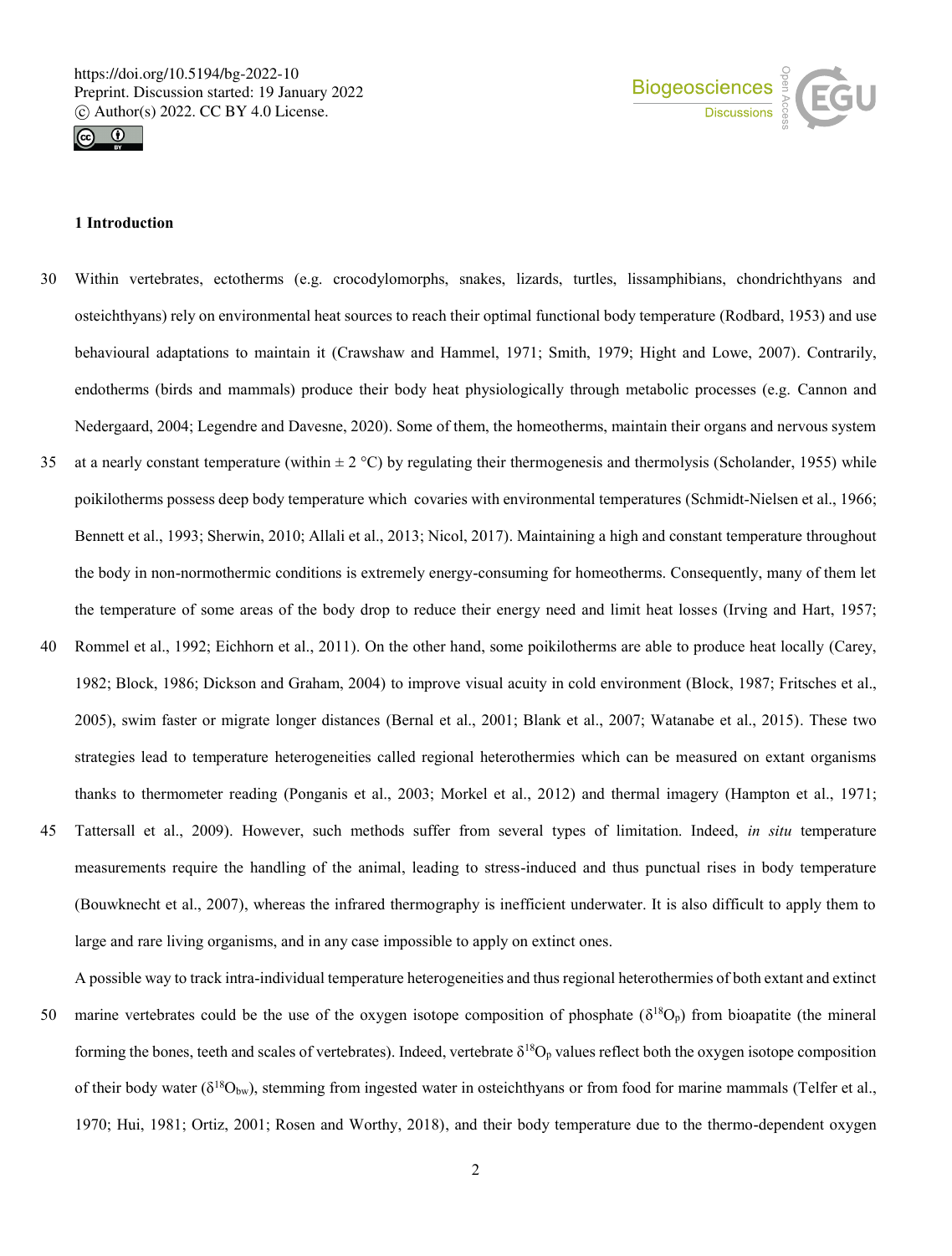## 1 Introduction

Within vertebrates, ectotherms (e.g. crocodylomorphs, snakes, lizards, turtles, lissamphibians, chondrichthyans and osteichthyans) rely on environmental heat sources to reach their optimal functional body temperature (Rodbard, 1953) and use behavioural adaptations to maintain it (Crawshaw and Hammel, 1971; Smith, 1979; Hight and Lowe, 2007). Contrarily, endotherms (birds and mammals) produce their body heat physiologically through metabolic processes (e.g. Cannon and Nedergaard, 2004; Legendre and Davesne, 2020). Some of them, the homeotherms, maintain their organs and nervous system at a nearly constant temperature (within ± 2 °C) by regulating their thermogenesis and thermolysis (Scholander, 1955) while poikilotherms possess deep body temperature which covaries with environmental temperatures (Schmidt-Nielsen et al., 1966; Bennett et al., 1993; Sherwin, 2010; Allali et al., 2013; Nicol, 2017). Maintaining a high and constant temperature throughout the body in non-normothermic conditions is extremely energy-consuming for homeotherms. Consequently, many of them let the temperature of some areas of the body drop to reduce their energy need and limit heat losses (Irving and Hart, 1957; Rommel et al., 1992; Eichhorn et al., 2011). On the other hand, some poikilotherms are able to produce heat locally (Carey, 1982; Block, 1986; Dickson and Graham, 2004) to improve visual acuity in cold environment (Block, 1987; Fritsches et al., 2005), swim faster or migrate longer distances (Bernal et al., 2001; Blank et al., 2007; Watanabe et al., 2015). These two strategies lead to temperature heterogeneities called regional heterothermies which can be measured on extant organisms thanks to thermometer reading (Ponganis et al., 2003; Morkel et al., 2012) and thermal imagery (Hampton et al., 1971; Tattersall et al., 2009). However, such methods suffer from several types of limitation. Indeed, *in situ* temperature measurements require the handling of the animal, leading to stress-induced and thus punctual rises in body temperature (Bouwknecht et al., 2007), whereas the infrared thermography is inefficient underwater. It is also difficult to apply them to large and rare living organisms, and in any case impossible to apply on extinct ones.

A possible way to track intra-individual temperature heterogeneities and thus regional heterothermies of both extant and extinct marine vertebrates could be the use of the oxygen isotope composition of phosphate ($\delta^{18}O_p$) from bioapatite (the mineral forming the bones, teeth and scales of vertebrates). Indeed, vertebrate $\delta^{18}O_p$ values reflect both the oxygen isotope composition of their body water ($\delta^{18}O_{bw}$), stemming from ingested water in osteichthyans or from food for marine mammals (Telfer et al., 1970; Hui, 1981; Ortiz, 2001; Rosen and Worthy, 2018), and their body temperature due to the thermo-dependent oxygen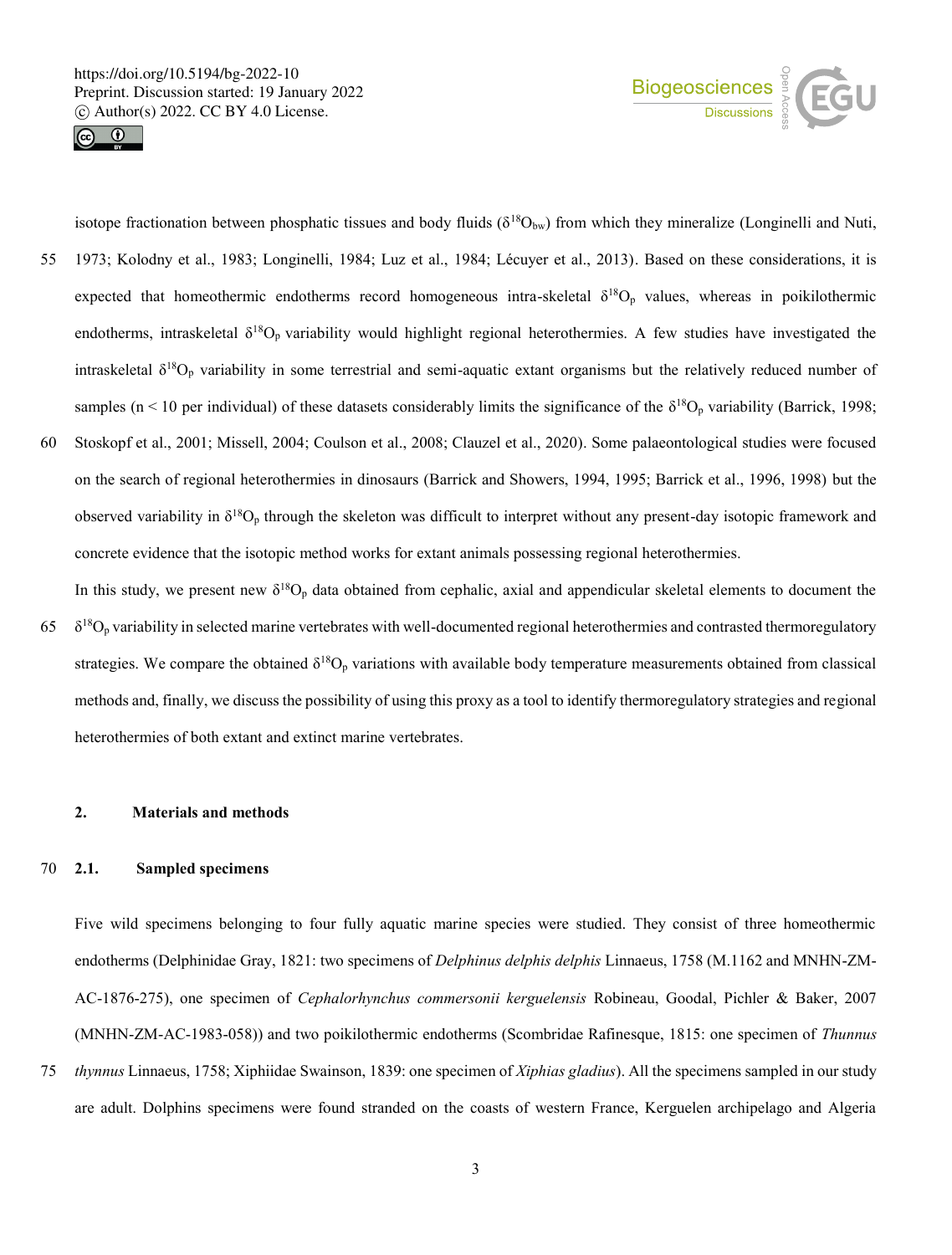isotope fractionation between phosphatic tissues and body fluids ($\delta^{18}O_{bw}$) from which they mineralize (Longinelli and Nuti, 1973; Kolodny et al., 1983; Longinelli, 1984; Luz et al., 1984; Lécuyer et al., 2013). Based on these considerations, it is expected that homeothermic endotherms record homogeneous intra-skeletal $\delta^{18}O_p$ values, whereas in poikilothermic endotherms, intraskeletal $\delta^{18}O_p$ variability would highlight regional heterothermies. A few studies have investigated the intraskeletal $\delta^{18}O_p$ variability in some terrestrial and semi-aquatic extant organisms but the relatively reduced number of samples ($n < 10$ per individual) of these datasets considerably limits the significance of the $\delta^{18}O_p$ variability (Barrick, 1998; Stoskopf et al., 2001; Missell, 2004; Coulson et al., 2008; Clauzel et al., 2020). Some palaeontological studies were focused on the search of regional heterothermies in dinosaurs (Barrick and Showers, 1994, 1995; Barrick et al., 1996, 1998) but the observed variability in $\delta^{18}O_p$ through the skeleton was difficult to interpret without any present-day isotopic framework and concrete evidence that the isotopic method works for extant animals possessing regional heterothermies.

In this study, we present new $\delta^{18}O_p$ data obtained from cephalic, axial and appendicular skeletal elements to document the $\delta^{18}O_p$ variability in selected marine vertebrates with well-documented regional heterothermies and contrasted thermoregulatory strategies. We compare the obtained $\delta^{18}O_p$ variations with available body temperature measurements obtained from classical methods and, finally, we discuss the possibility of using this proxy as a tool to identify thermoregulatory strategies and regional heterothermies of both extant and extinct marine vertebrates.

## 2. Materials and methods

### 2.1. Sampled specimens

Five wild specimens belonging to four fully aquatic marine species were studied. They consist of three homeothermic endotherms (Delphinidae Gray, 1821: two specimens of *Delphinus delphis delphis* Linnaeus, 1758 (M.1162 and MNHN-ZM-AC-1876-275), one specimen of *Cephalorhynchus commersonii kerguelensis* Robineau, Goodal, Pichler & Baker, 2007 (MNHN-ZM-AC-1983-058)) and two poikilothermic endotherms (Scombridae Rafinesque, 1815: one specimen of *Thunnus thynnus* Linnaeus, 1758; Xiphiidae Swainson, 1839: one specimen of *Xiphias gladius*). All the specimens sampled in our study are adult. Dolphins specimens were found stranded on the coasts of western France, Kerguelen archipelago and Algeria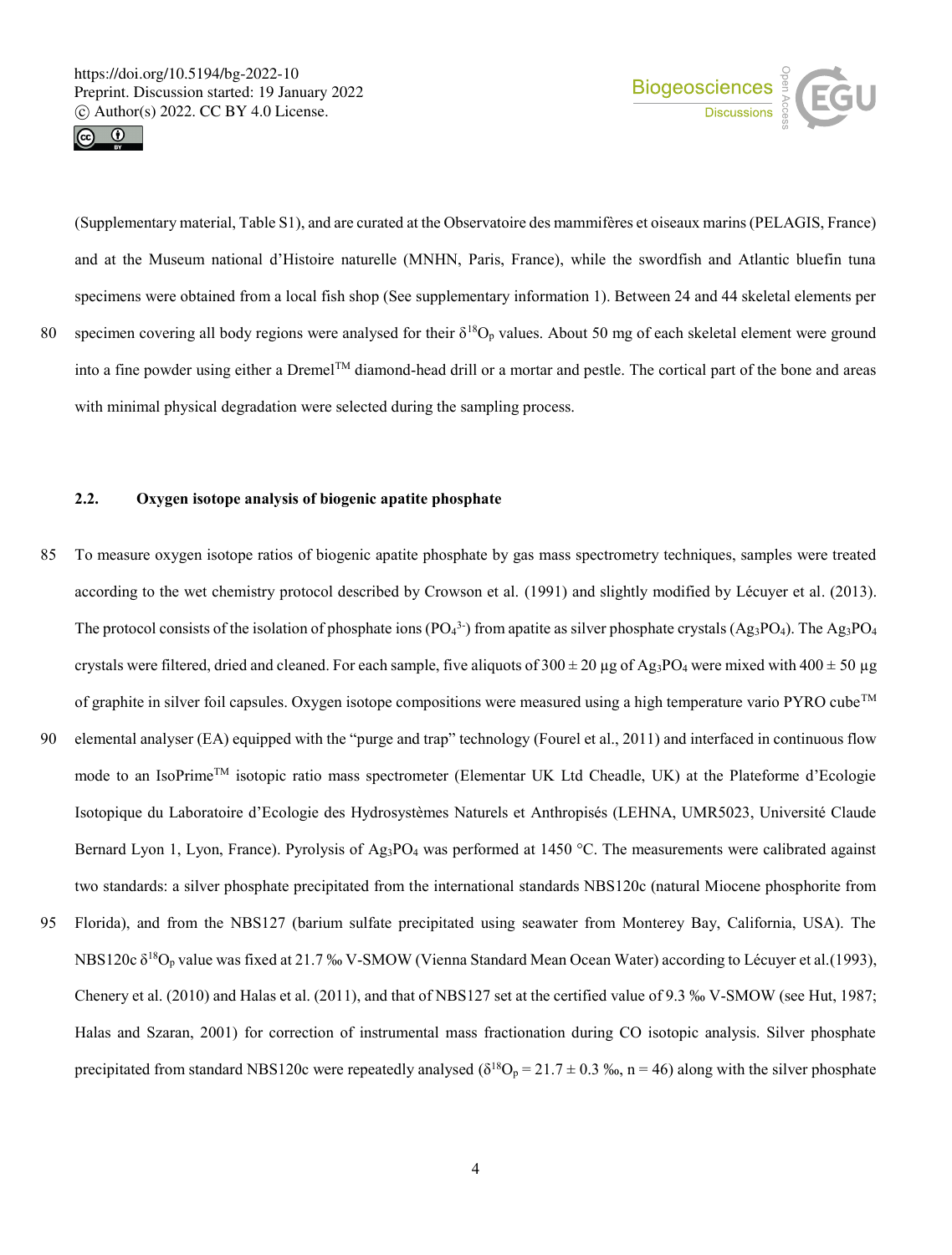(Supplementary material, Table S1), and are curated at the Observatoire des mammifères et oiseaux marins (PELAGIS, France) and at the Museum national d'Histoire naturelle (MNHN, Paris, France), while the swordfish and Atlantic bluefin tuna specimens were obtained from a local fish shop (See supplementary information 1). Between 24 and 44 skeletal elements per specimen covering all body regions were analysed for their $\delta^{18}O_p$ values. About 50 mg of each skeletal element were ground into a fine powder using either a Dremel™ diamond-head drill or a mortar and pestle. The cortical part of the bone and areas with minimal physical degradation were selected during the sampling process.

## 2.2. Oxygen isotope analysis of biogenic apatite phosphate

To measure oxygen isotope ratios of biogenic apatite phosphate by gas mass spectrometry techniques, samples were treated according to the wet chemistry protocol described by Crowson et al. (1991) and slightly modified by Lécuyer et al. (2013). The protocol consists of the isolation of phosphate ions ($PO_4^{3-}$) from apatite as silver phosphate crystals ($Ag_3PO_4$). The $Ag_3PO_4$ crystals were filtered, dried and cleaned. For each sample, five aliquots of 300 ± 20 µg of $Ag_3PO_4$ were mixed with 400 ± 50 µg of graphite in silver foil capsules. Oxygen isotope compositions were measured using a high temperature vario PYRO cube™ elemental analyser (EA) equipped with the "purge and trap" technology (Fourel et al., 2011) and interfaced in continuous flow mode to an IsoPrime™ isotopic ratio mass spectrometer (Elementar UK Ltd Cheadle, UK) at the Plateforme d'Ecologie Isotopique du Laboratoire d'Ecologie des Hydrosystèmes Naturels et Anthropisés (LEHNA, UMR5023, Université Claude Bernard Lyon 1, Lyon, France). Pyrolysis of $Ag_3PO_4$ was performed at 1450 °C. The measurements were calibrated against two standards: a silver phosphate precipitated from the international standards NBS120c (natural Miocene phosphorite from Florida), and from the NBS127 (barium sulfate precipitated using seawater from Monterey Bay, California, USA). The NBS120c $\delta^{18}O_p$ value was fixed at 21.7 ‰ V-SMOW (Vienna Standard Mean Ocean Water) according to Lécuyer et al.(1993), Chenery et al. (2010) and Halas et al. (2011), and that of NBS127 set at the certified value of 9.3 ‰ V-SMOW (see Hut, 1987; Halas and Szaran, 2001) for correction of instrumental mass fractionation during CO isotopic analysis. Silver phosphate precipitated from standard NBS120c were repeatedly analysed ($\delta^{18}O_p$ = 21.7 ± 0.3 ‰, n = 46) along with the silver phosphate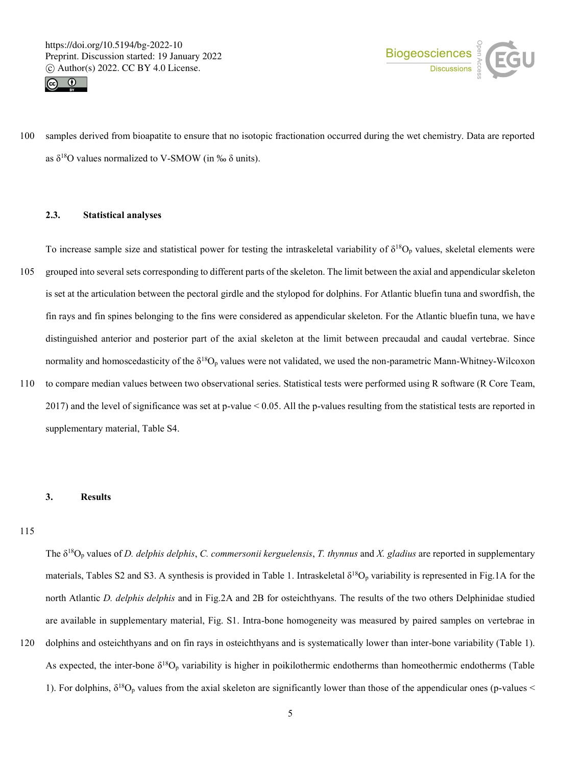samples derived from bioapatite to ensure that no isotopic fractionation occurred during the wet chemistry. Data are reported as $\delta^{18}O$ values normalized to V-SMOW (in ‰ δ units).

### 2.3. Statistical analyses

To increase sample size and statistical power for testing the intraskeletal variability of $\delta^{18}O_p$ values, skeletal elements were grouped into several sets corresponding to different parts of the skeleton. The limit between the axial and appendicular skeleton is set at the articulation between the pectoral girdle and the stylopod for dolphins. For Atlantic bluefin tuna and swordfish, the fin rays and fin spines belonging to the fins were considered as appendicular skeleton. For the Atlantic bluefin tuna, we have distinguished anterior and posterior part of the axial skeleton at the limit between precaudal and caudal vertebrae. Since normality and homoscedasticity of the $\delta^{18}O_p$ values were not validated, we used the non-parametric Mann-Whitney-Wilcoxon to compare median values between two observational series. Statistical tests were performed using R software (R Core Team, 2017) and the level of significance was set at p-value < 0.05. All the p-values resulting from the statistical tests are reported in supplementary material, Table S4.

## 3. Results

The $\delta^{18}O_p$ values of *D. delphis delphis*, *C. commersonii kerguelensis*, *T. thynnus* and *X. gladius* are reported in supplementary materials, Tables S2 and S3. A synthesis is provided in Table 1. Intraskeletal $\delta^{18}O_p$ variability is represented in Fig.1A for the north Atlantic *D. delphis delphis* and in Fig.2A and 2B for osteichthyans. The results of the two others Delphinidae studied are available in supplementary material, Fig. S1. Intra-bone homogeneity was measured by paired samples on vertebrae in dolphins and osteichthyans and on fin rays in osteichthyans and is systematically lower than inter-bone variability (Table 1). As expected, the inter-bone $\delta^{18}O_p$ variability is higher in poikilothermic endotherms than homeothermic endotherms (Table 1). For dolphins, $\delta^{18}O_p$ values from the axial skeleton are significantly lower than those of the appendicular ones (p-values <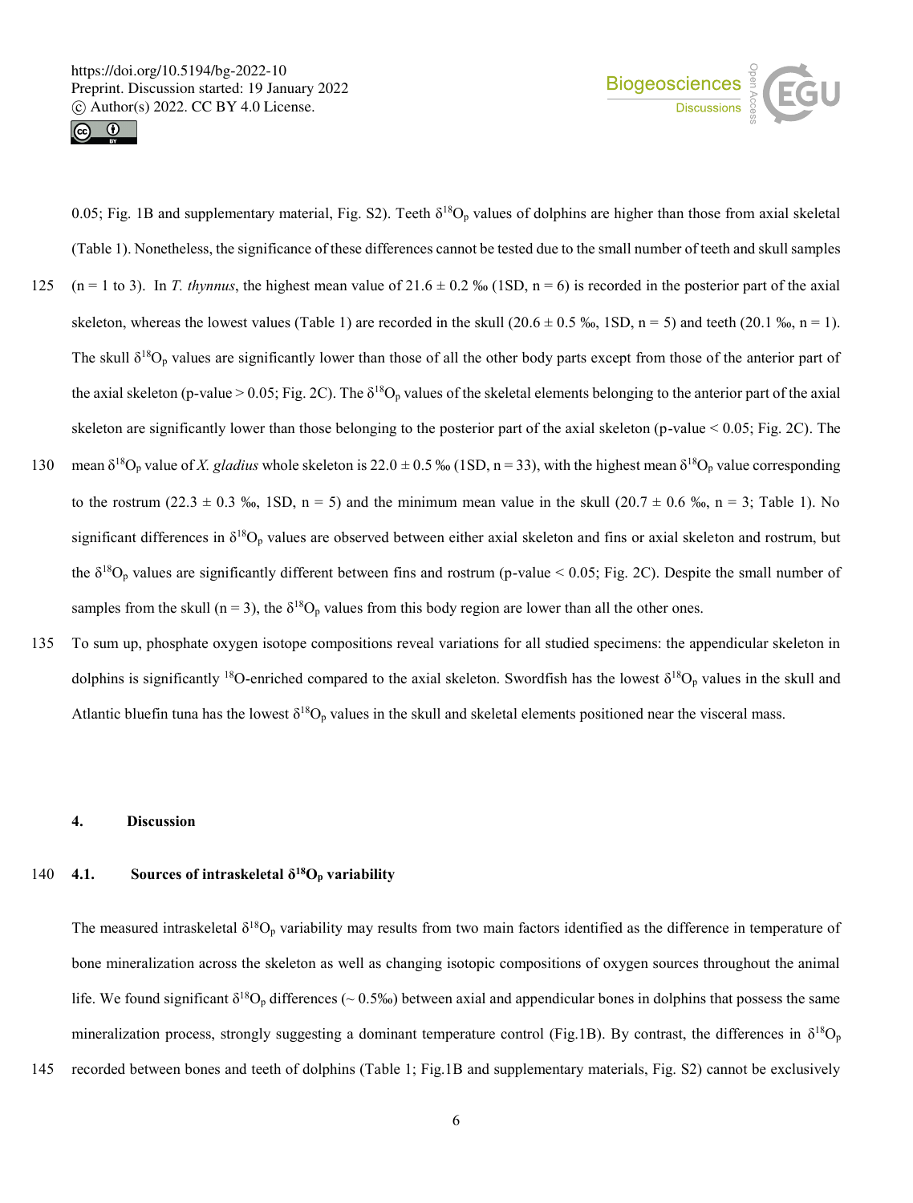0.05; Fig. 1B and supplementary material, Fig. S2). Teeth $\delta^{18}O_p$ values of dolphins are higher than those from axial skeletal (Table 1). Nonetheless, the significance of these differences cannot be tested due to the small number of teeth and skull samples (n = 1 to 3). In *T. thynnus*, the highest mean value of 21.6 ± 0.2 ‰ (1SD, n = 6) is recorded in the posterior part of the axial skeleton, whereas the lowest values (Table 1) are recorded in the skull (20.6 ± 0.5 ‰, 1SD, n = 5) and teeth (20.1 ‰, n = 1). The skull $\delta^{18}O_p$ values are significantly lower than those of all the other body parts except from those of the anterior part of the axial skeleton (p-value > 0.05; Fig. 2C). The $\delta^{18}O_p$ values of the skeletal elements belonging to the anterior part of the axial skeleton are significantly lower than those belonging to the posterior part of the axial skeleton (p-value < 0.05; Fig. 2C). The mean $\delta^{18}O_p$ value of *X. gladius* whole skeleton is 22.0 ± 0.5 ‰ (1SD, n = 33), with the highest mean $\delta^{18}O_p$ value corresponding to the rostrum (22.3 ± 0.3 ‰, 1SD, n = 5) and the minimum mean value in the skull (20.7 ± 0.6 ‰, n = 3; Table 1). No significant differences in $\delta^{18}O_p$ values are observed between either axial skeleton and fins or axial skeleton and rostrum, but the $\delta^{18}O_p$ values are significantly different between fins and rostrum (p-value < 0.05; Fig. 2C). Despite the small number of samples from the skull (n = 3), the $\delta^{18}O_p$ values from this body region are lower than all the other ones.

To sum up, phosphate oxygen isotope compositions reveal variations for all studied specimens: the appendicular skeleton in dolphins is significantly $^{18}O$-enriched compared to the axial skeleton. Swordfish has the lowest $\delta^{18}O_p$ values in the skull and Atlantic bluefin tuna has the lowest $\delta^{18}O_p$ values in the skull and skeletal elements positioned near the visceral mass.

## 4. Discussion

### 4.1. Sources of intraskeletal $\delta^{18}O_p$ variability

The measured intraskeletal $\delta^{18}O_p$ variability may results from two main factors identified as the difference in temperature of bone mineralization across the skeleton as well as changing isotopic compositions of oxygen sources throughout the animal life. We found significant $\delta^{18}O_p$ differences (~ 0.5‰) between axial and appendicular bones in dolphins that possess the same mineralization process, strongly suggesting a dominant temperature control (Fig.1B). By contrast, the differences in $\delta^{18}O_p$ recorded between bones and teeth of dolphins (Table 1; Fig.1B and supplementary materials, Fig. S2) cannot be exclusively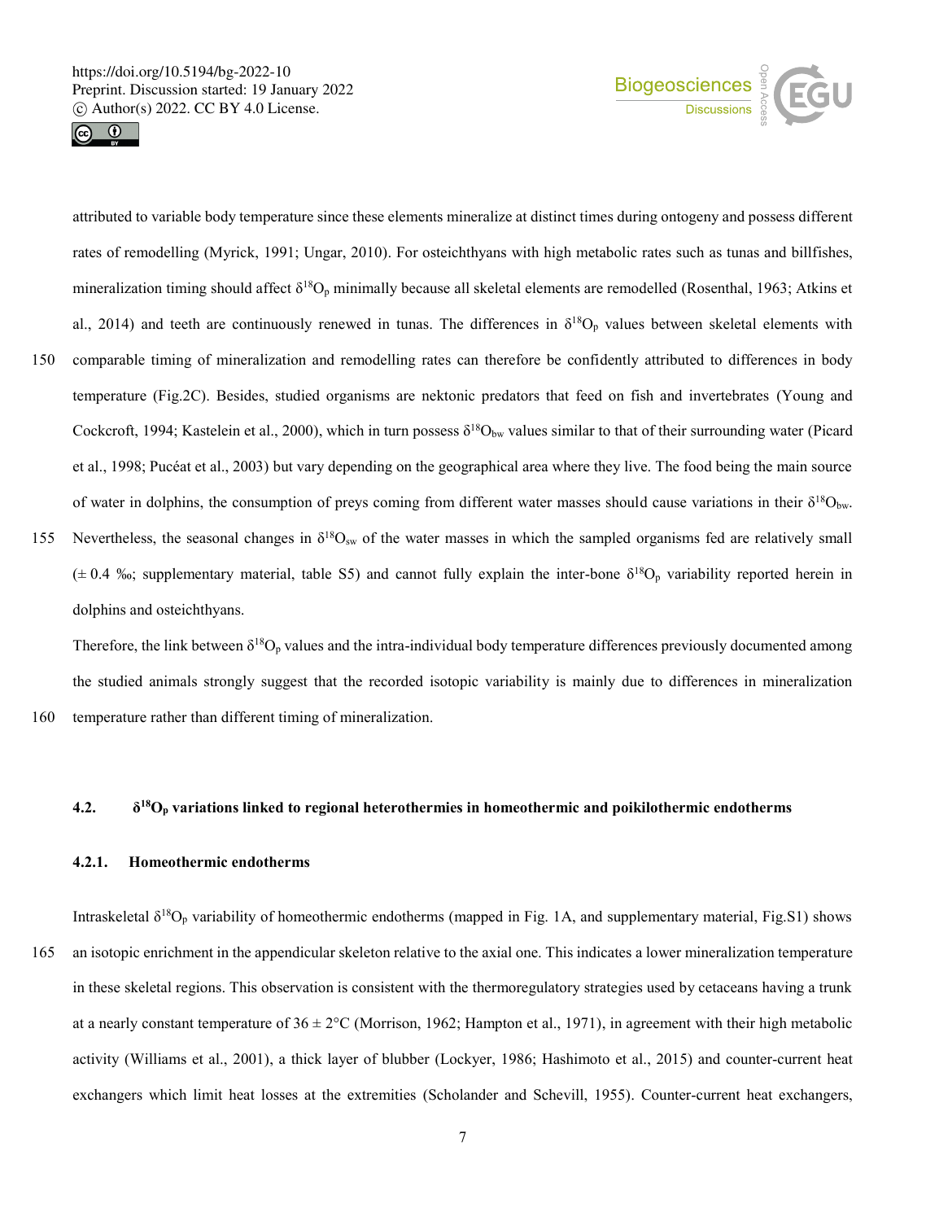attributed to variable body temperature since these elements mineralize at distinct times during ontogeny and possess different rates of remodelling (Myrick, 1991; Ungar, 2010). For osteichthyans with high metabolic rates such as tunas and billfishes, mineralization timing should affect $\delta^{18}O_p$ minimally because all skeletal elements are remodelled (Rosenthal, 1963; Atkins et al., 2014) and teeth are continuously renewed in tunas. The differences in $\delta^{18}O_p$ values between skeletal elements with comparable timing of mineralization and remodelling rates can therefore be confidently attributed to differences in body temperature (Fig.2C). Besides, studied organisms are nektonic predators that feed on fish and invertebrates (Young and Cockcroft, 1994; Kastelein et al., 2000), which in turn possess $\delta^{18}O_{bw}$ values similar to that of their surrounding water (Picard et al., 1998; Pucéat et al., 2003) but vary depending on the geographical area where they live. The food being the main source of water in dolphins, the consumption of preys coming from different water masses should cause variations in their $\delta^{18}O_{bw}$. Nevertheless, the seasonal changes in $\delta^{18}O_{sw}$ of the water masses in which the sampled organisms fed are relatively small (± 0.4 ‰; supplementary material, table S5) and cannot fully explain the inter-bone $\delta^{18}O_p$ variability reported herein in dolphins and osteichthyans.

Therefore, the link between $\delta^{18}O_p$ values and the intra-individual body temperature differences previously documented among the studied animals strongly suggest that the recorded isotopic variability is mainly due to differences in mineralization temperature rather than different timing of mineralization.

### 4.2. $\delta^{18}O_p$ variations linked to regional heterothermies in homeothermic and poikilothermic endotherms

#### 4.2.1. Homeothermic endotherms

Intraskeletal $\delta^{18}O_p$ variability of homeothermic endotherms (mapped in Fig. 1A, and supplementary material, Fig.S1) shows an isotopic enrichment in the appendicular skeleton relative to the axial one. This indicates a lower mineralization temperature in these skeletal regions. This observation is consistent with the thermoregulatory strategies used by cetaceans having a trunk at a nearly constant temperature of 36 ± 2°C (Morrison, 1962; Hampton et al., 1971), in agreement with their high metabolic activity (Williams et al., 2001), a thick layer of blubber (Lockyer, 1986; Hashimoto et al., 2015) and counter-current heat exchangers which limit heat losses at the extremities (Scholander and Schevill, 1955). Counter-current heat exchangers,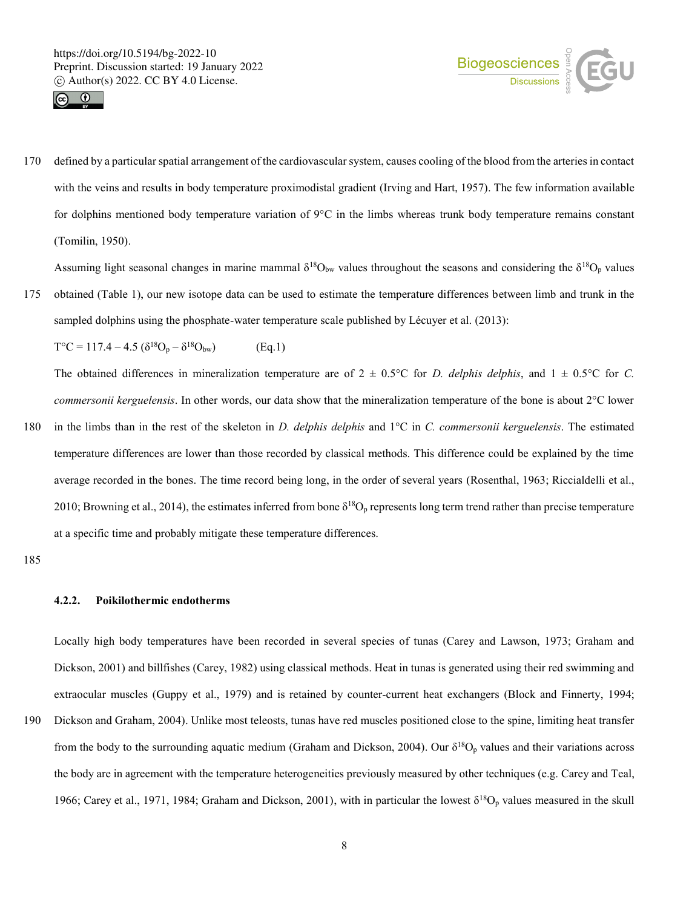defined by a particular spatial arrangement of the cardiovascular system, causes cooling of the blood from the arteries in contact with the veins and results in body temperature proximodistal gradient (Irving and Hart, 1957). The few information available for dolphins mentioned body temperature variation of 9°C in the limbs whereas trunk body temperature remains constant (Tomilin, 1950).

Assuming light seasonal changes in marine mammal $\delta^{18}O_{bw}$ values throughout the seasons and considering the $\delta^{18}O_p$ values obtained (Table 1), our new isotope data can be used to estimate the temperature differences between limb and trunk in the sampled dolphins using the phosphate-water temperature scale published by Lécuyer et al. (2013):

$$T°C = 117.4 - 4.5\ (\delta^{18}O_p - \delta^{18}O_{bw}) \qquad \text{(Eq.1)}$$

The obtained differences in mineralization temperature are of 2 ± 0.5°C for *D. delphis delphis*, and 1 ± 0.5°C for *C. commersonii kerguelensis*. In other words, our data show that the mineralization temperature of the bone is about 2°C lower in the limbs than in the rest of the skeleton in *D. delphis delphis* and 1°C in *C. commersonii kerguelensis*. The estimated temperature differences are lower than those recorded by classical methods. This difference could be explained by the time average recorded in the bones. The time record being long, in the order of several years (Rosenthal, 1963; Ricciadelli et al., 2010; Browning et al., 2014), the estimates inferred from bone $\delta^{18}O_p$ represents long term trend rather than precise temperature at a specific time and probably mitigate these temperature differences.

#### 4.2.2. Poikilothermic endotherms

Locally high body temperatures have been recorded in several species of tunas (Carey and Lawson, 1973; Graham and Dickson, 2001) and billfishes (Carey, 1982) using classical methods. Heat in tunas is generated using their red swimming and extraocular muscles (Guppy et al., 1979) and is retained by counter-current heat exchangers (Block and Finnerty, 1994; Dickson and Graham, 2004). Unlike most teleosts, tunas have red muscles positioned close to the spine, limiting heat transfer from the body to the surrounding aquatic medium (Graham and Dickson, 2004). Our $\delta^{18}O_p$ values and their variations across the body are in agreement with the temperature heterogeneities previously measured by other techniques (e.g. Carey and Teal, 1966; Carey et al., 1971, 1984; Graham and Dickson, 2001), with in particular the lowest $\delta^{18}O_p$ values measured in the skull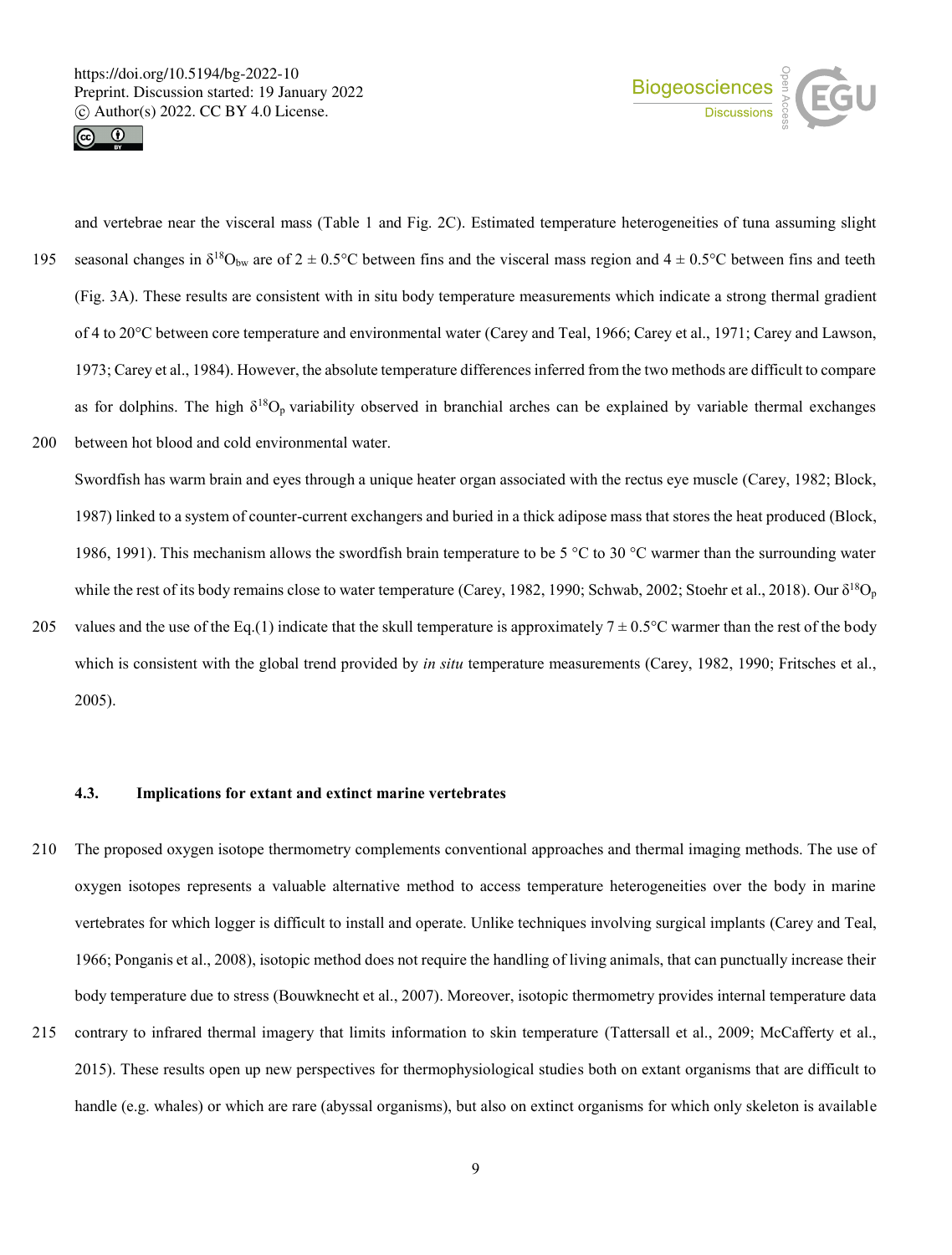and vertebrae near the visceral mass (Table 1 and Fig. 2C). Estimated temperature heterogeneities of tuna assuming slight seasonal changes in $\delta^{18}O_{bw}$ are of 2 ± 0.5°C between fins and the visceral mass region and 4 ± 0.5°C between fins and teeth (Fig. 3A). These results are consistent with in situ body temperature measurements which indicate a strong thermal gradient of 4 to 20°C between core temperature and environmental water (Carey and Teal, 1966; Carey et al., 1971; Carey and Lawson, 1973; Carey et al., 1984). However, the absolute temperature differences inferred from the two methods are difficult to compare as for dolphins. The high $\delta^{18}O_p$ variability observed in branchial arches can be explained by variable thermal exchanges between hot blood and cold environmental water.

Swordfish has warm brain and eyes through a unique heater organ associated with the rectus eye muscle (Carey, 1982; Block, 1987) linked to a system of counter-current exchangers and buried in a thick adipose mass that stores the heat produced (Block, 1986, 1991). This mechanism allows the swordfish brain temperature to be 5 °C to 30 °C warmer than the surrounding water while the rest of its body remains close to water temperature (Carey, 1982, 1990; Schwab, 2002; Stoehr et al., 2018). Our $\delta^{18}O_p$ values and the use of the Eq.(1) indicate that the skull temperature is approximately 7 ± 0.5°C warmer than the rest of the body which is consistent with the global trend provided by *in situ* temperature measurements (Carey, 1982, 1990; Fritsches et al., 2005).

### 4.3. Implications for extant and extinct marine vertebrates

The proposed oxygen isotope thermometry complements conventional approaches and thermal imaging methods. The use of oxygen isotopes represents a valuable alternative method to access temperature heterogeneities over the body in marine vertebrates for which logger is difficult to install and operate. Unlike techniques involving surgical implants (Carey and Teal, 1966; Ponganis et al., 2008), isotopic method does not require the handling of living animals, that can punctually increase their body temperature due to stress (Bouwknecht et al., 2007). Moreover, isotopic thermometry provides internal temperature data contrary to infrared thermal imagery that limits information to skin temperature (Tattersall et al., 2009; McCafferty et al., 2015). These results open up new perspectives for thermophysiological studies both on extant organisms that are difficult to handle (e.g. whales) or which are rare (abyssal organisms), but also on extinct organisms for which only skeleton is available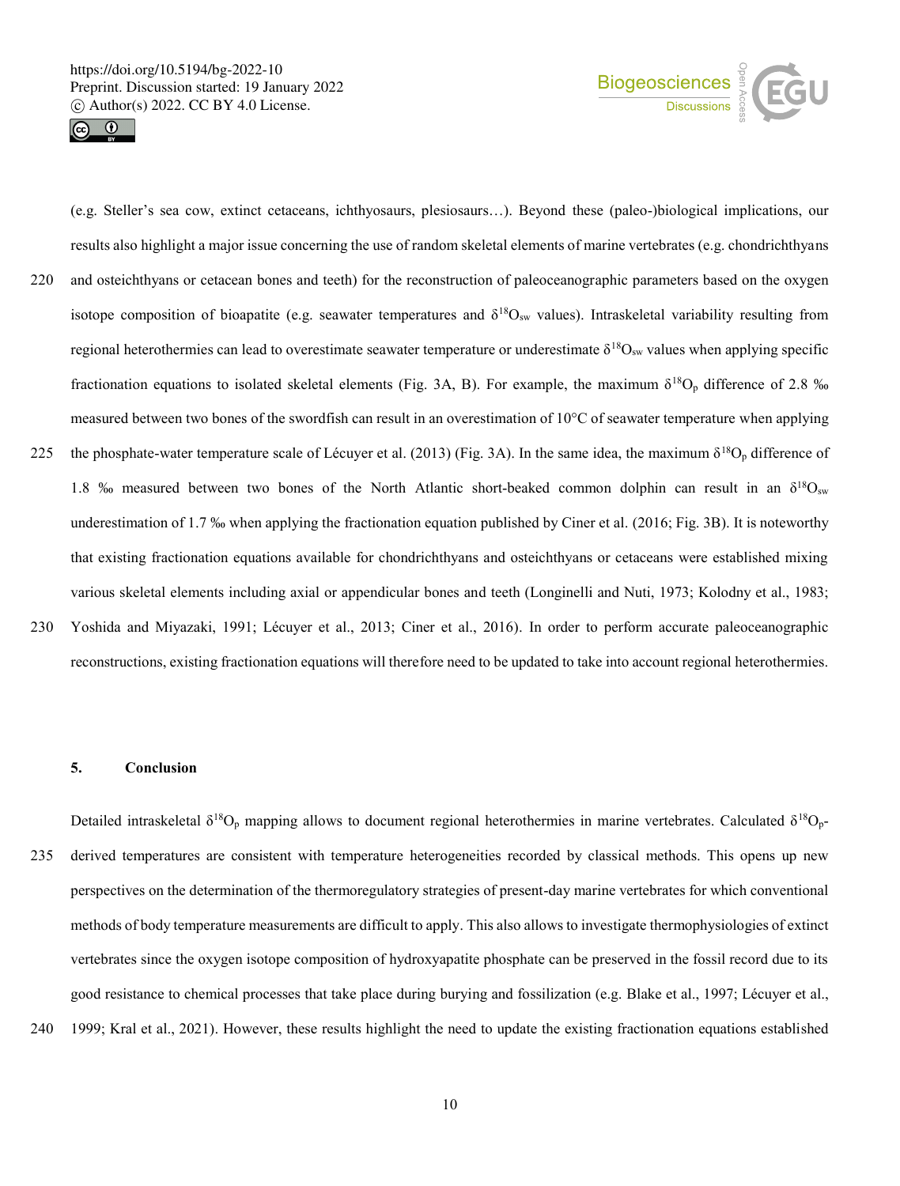(e.g. Steller's sea cow, extinct cetaceans, ichthyosaurs, plesiosaurs…). Beyond these (paleo-)biological implications, our results also highlight a major issue concerning the use of random skeletal elements of marine vertebrates (e.g. chondrichthyans and osteichthyans or cetacean bones and teeth) for the reconstruction of paleoceanographic parameters based on the oxygen isotope composition of bioapatite (e.g. seawater temperatures and $\delta^{18}O_{sw}$ values). Intraskeletal variability resulting from regional heterothermies can lead to overestimate seawater temperature or underestimate $\delta^{18}O_{sw}$ values when applying specific fractionation equations to isolated skeletal elements (Fig. 3A, B). For example, the maximum $\delta^{18}O_p$ difference of 2.8 ‰ measured between two bones of the swordfish can result in an overestimation of 10°C of seawater temperature when applying the phosphate-water temperature scale of Lécuyer et al. (2013) (Fig. 3A). In the same idea, the maximum $\delta^{18}O_p$ difference of 1.8 ‰ measured between two bones of the North Atlantic short-beaked common dolphin can result in an $\delta^{18}O_{sw}$ underestimation of 1.7 ‰ when applying the fractionation equation published by Ciner et al. (2016; Fig. 3B). It is noteworthy that existing fractionation equations available for chondrichthyans and osteichthyans or cetaceans were established mixing various skeletal elements including axial or appendicular bones and teeth (Longinelli and Nuti, 1973; Kolodny et al., 1983; Yoshida and Miyazaki, 1991; Lécuyer et al., 2013; Ciner et al., 2016). In order to perform accurate paleoceanographic reconstructions, existing fractionation equations will therefore need to be updated to take into account regional heterothermies.

## 5. Conclusion

Detailed intraskeletal $\delta^{18}O_p$ mapping allows to document regional heterothermies in marine vertebrates. Calculated $\delta^{18}O_p$-derived temperatures are consistent with temperature heterogeneities recorded by classical methods. This opens up new perspectives on the determination of the thermoregulatory strategies of present-day marine vertebrates for which conventional methods of body temperature measurements are difficult to apply. This also allows to investigate thermophysiologies of extinct vertebrates since the oxygen isotope composition of hydroxyapatite phosphate can be preserved in the fossil record due to its good resistance to chemical processes that take place during burying and fossilization (e.g. Blake et al., 1997; Lécuyer et al., 1999; Kral et al., 2021). However, these results highlight the need to update the existing fractionation equations established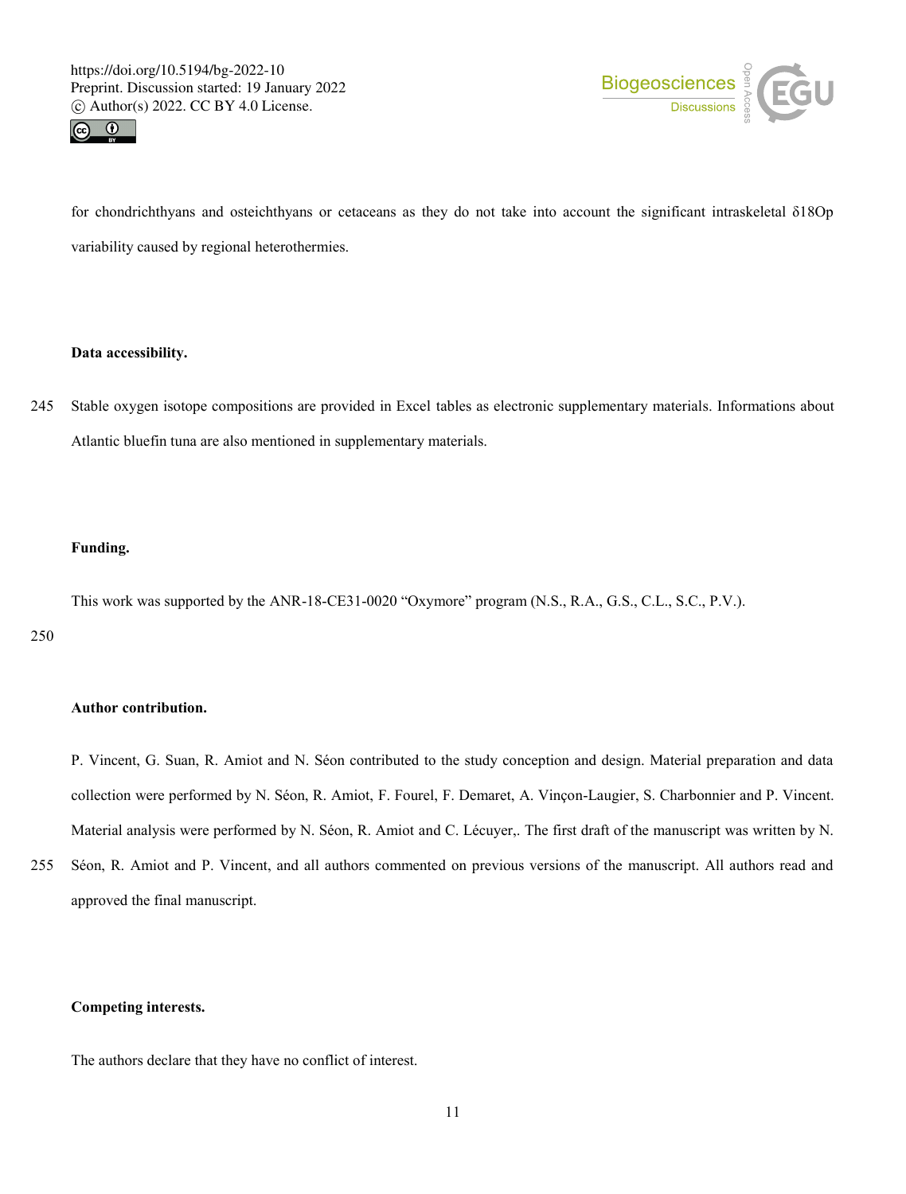for chondrichthyans and osteichthyans or cetaceans as they do not take into account the significant intraskeletal $\delta^{18}O_p$ variability caused by regional heterothermies.

**Data accessibility.**

Stable oxygen isotope compositions are provided in Excel tables as electronic supplementary materials. Informations about Atlantic bluefin tuna are also mentioned in supplementary materials.

**Funding.**

This work was supported by the ANR-18-CE31-0020 "Oxymore" program (N.S., R.A., G.S., C.L., S.C., P.V.).

**Author contribution.**

P. Vincent, G. Suan, R. Amiot and N. Séon contributed to the study conception and design. Material preparation and data collection were performed by N. Séon, R. Amiot, F. Fourel, F. Demaret, A. Vinçon-Laugier, S. Charbonnier and P. Vincent. Material analysis were performed by N. Séon, R. Amiot and C. Lécuyer,. The first draft of the manuscript was written by N. Séon, R. Amiot and P. Vincent, and all authors commented on previous versions of the manuscript. All authors read and approved the final manuscript.

**Competing interests.**

The authors declare that they have no conflict of interest.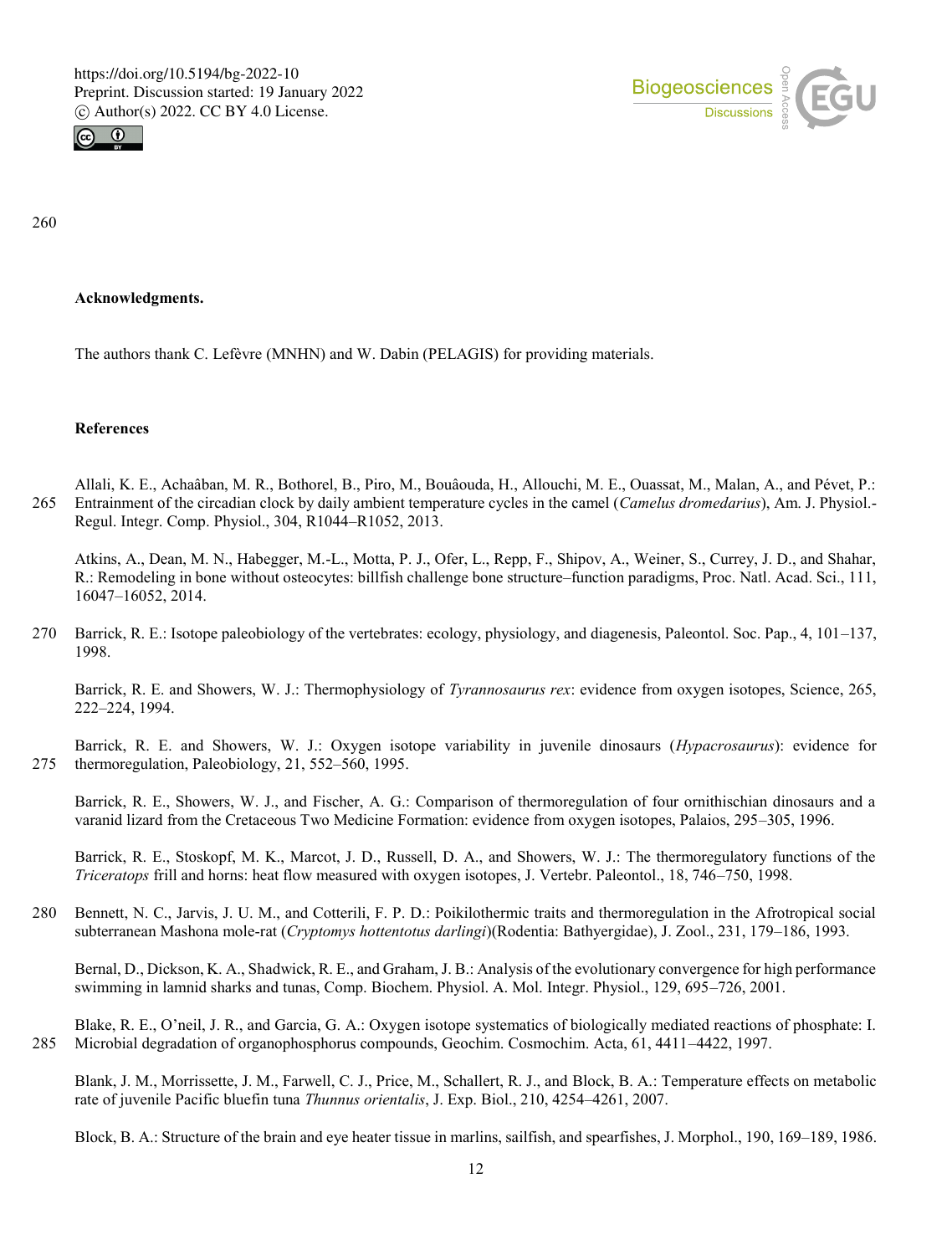**Acknowledgments.**

The authors thank C. Lefèvre (MNHN) and W. Dabin (PELAGIS) for providing materials.

**References**

Allali, K. E., Achaâban, M. R., Bothorel, B., Piro, M., Bouâouda, H., Allouchi, M. E., Ouassat, M., Malan, A., and Pévet, P.: Entrainment of the circadian clock by daily ambient temperature cycles in the camel (*Camelus dromedarius*), Am. J. Physiol.-Regul. Integr. Comp. Physiol., 304, R1044–R1052, 2013.

Atkins, A., Dean, M. N., Habegger, M.-L., Motta, P. J., Ofer, L., Repp, F., Shipov, A., Weiner, S., Currey, J. D., and Shahar, R.: Remodeling in bone without osteocytes: billfish challenge bone structure–function paradigms, Proc. Natl. Acad. Sci., 111, 16047–16052, 2014.

Barrick, R. E.: Isotope paleobiology of the vertebrates: ecology, physiology, and diagenesis, Paleontol. Soc. Pap., 4, 101–137, 1998.

Barrick, R. E. and Showers, W. J.: Thermophysiology of *Tyrannosaurus rex*: evidence from oxygen isotopes, Science, 265, 222–224, 1994.

Barrick, R. E. and Showers, W. J.: Oxygen isotope variability in juvenile dinosaurs (*Hypacrosaurus*): evidence for thermoregulation, Paleobiology, 21, 552–560, 1995.

Barrick, R. E., Showers, W. J., and Fischer, A. G.: Comparison of thermoregulation of four ornithischian dinosaurs and a varanid lizard from the Cretaceous Two Medicine Formation: evidence from oxygen isotopes, Palaios, 295–305, 1996.

Barrick, R. E., Stoskopf, M. K., Marcot, J. D., Russell, D. A., and Showers, W. J.: The thermoregulatory functions of the *Triceratops* frill and horns: heat flow measured with oxygen isotopes, J. Vertebr. Paleontol., 18, 746–750, 1998.

Bennett, N. C., Jarvis, J. U. M., and Cotterili, F. P. D.: Poikilothermic traits and thermoregulation in the Afrotropical social subterranean Mashona mole-rat (*Cryptomys hottentotus darlingi*)(Rodentia: Bathyergidae), J. Zool., 231, 179–186, 1993.

Bernal, D., Dickson, K. A., Shadwick, R. E., and Graham, J. B.: Analysis of the evolutionary convergence for high performance swimming in lamnid sharks and tunas, Comp. Biochem. Physiol. A. Mol. Integr. Physiol., 129, 695–726, 2001.

Blake, R. E., O'neil, J. R., and Garcia, G. A.: Oxygen isotope systematics of biologically mediated reactions of phosphate: I. Microbial degradation of organophosphorus compounds, Geochim. Cosmochim. Acta, 61, 4411–4422, 1997.

Blank, J. M., Morrissette, J. M., Farwell, C. J., Price, M., Schallert, R. J., and Block, B. A.: Temperature effects on metabolic rate of juvenile Pacific bluefin tuna *Thunnus orientalis*, J. Exp. Biol., 210, 4254–4261, 2007.

Block, B. A.: Structure of the brain and eye heater tissue in marlins, sailfish, and spearfishes, J. Morphol., 190, 169–189, 1986.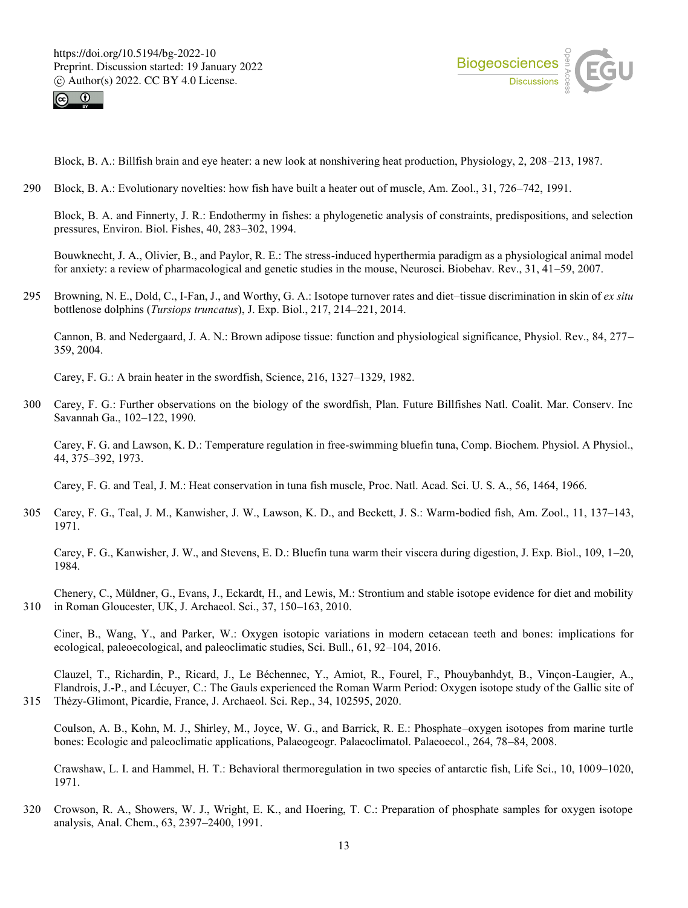Block, B. A.: Billfish brain and eye heater: a new look at nonshivering heat production, Physiology, 2, 208–213, 1987.

Block, B. A.: Evolutionary novelties: how fish have built a heater out of muscle, Am. Zool., 31, 726–742, 1991.

Block, B. A. and Finnerty, J. R.: Endothermy in fishes: a phylogenetic analysis of constraints, predispositions, and selection pressures, Environ. Biol. Fishes, 40, 283–302, 1994.

Bouwknecht, J. A., Olivier, B., and Paylor, R. E.: The stress-induced hyperthermia paradigm as a physiological animal model for anxiety: a review of pharmacological and genetic studies in the mouse, Neurosci. Biobehav. Rev., 31, 41–59, 2007.

Browning, N. E., Dold, C., I-Fan, J., and Worthy, G. A.: Isotope turnover rates and diet–tissue discrimination in skin of *ex situ* bottlenose dolphins (*Tursiops truncatus*), J. Exp. Biol., 217, 214–221, 2014.

Cannon, B. and Nedergaard, J. A. N.: Brown adipose tissue: function and physiological significance, Physiol. Rev., 84, 277–359, 2004.

Carey, F. G.: A brain heater in the swordfish, Science, 216, 1327–1329, 1982.

Carey, F. G.: Further observations on the biology of the swordfish, Plan. Future Billfishes Natl. Coalit. Mar. Conserv. Inc Savannah Ga., 102–122, 1990.

Carey, F. G. and Lawson, K. D.: Temperature regulation in free-swimming bluefin tuna, Comp. Biochem. Physiol. A Physiol., 44, 375–392, 1973.

Carey, F. G. and Teal, J. M.: Heat conservation in tuna fish muscle, Proc. Natl. Acad. Sci. U. S. A., 56, 1464, 1966.

Carey, F. G., Teal, J. M., Kanwisher, J. W., Lawson, K. D., and Beckett, J. S.: Warm-bodied fish, Am. Zool., 11, 137–143, 1971.

Carey, F. G., Kanwisher, J. W., and Stevens, E. D.: Bluefin tuna warm their viscera during digestion, J. Exp. Biol., 109, 1–20, 1984.

Chenery, C., Müldner, G., Evans, J., Eckardt, H., and Lewis, M.: Strontium and stable isotope evidence for diet and mobility in Roman Gloucester, UK, J. Archaeol. Sci., 37, 150–163, 2010.

Ciner, B., Wang, Y., and Parker, W.: Oxygen isotopic variations in modern cetacean teeth and bones: implications for ecological, paleoecological, and paleoclimatic studies, Sci. Bull., 61, 92–104, 2016.

Clauzel, T., Richardin, P., Ricard, J., Le Béchennec, Y., Amiot, R., Fourel, F., Phouybanhdyt, B., Vinçon-Laugier, A., Flandrois, J.-P., and Lécuyer, C.: The Gauls experienced the Roman Warm Period: Oxygen isotope study of the Gallic site of Thézy-Glimont, Picardie, France, J. Archaeol. Sci. Rep., 34, 102595, 2020.

Coulson, A. B., Kohn, M. J., Shirley, M., Joyce, W. G., and Barrick, R. E.: Phosphate–oxygen isotopes from marine turtle bones: Ecologic and paleoclimatic applications, Palaeogeogr. Palaeoclimatol. Palaeoecol., 264, 78–84, 2008.

Crawshaw, L. I. and Hammel, H. T.: Behavioral thermoregulation in two species of antarctic fish, Life Sci., 10, 1009–1020, 1971.

Crowson, R. A., Showers, W. J., Wright, E. K., and Hoering, T. C.: Preparation of phosphate samples for oxygen isotope analysis, Anal. Chem., 63, 2397–2400, 1991.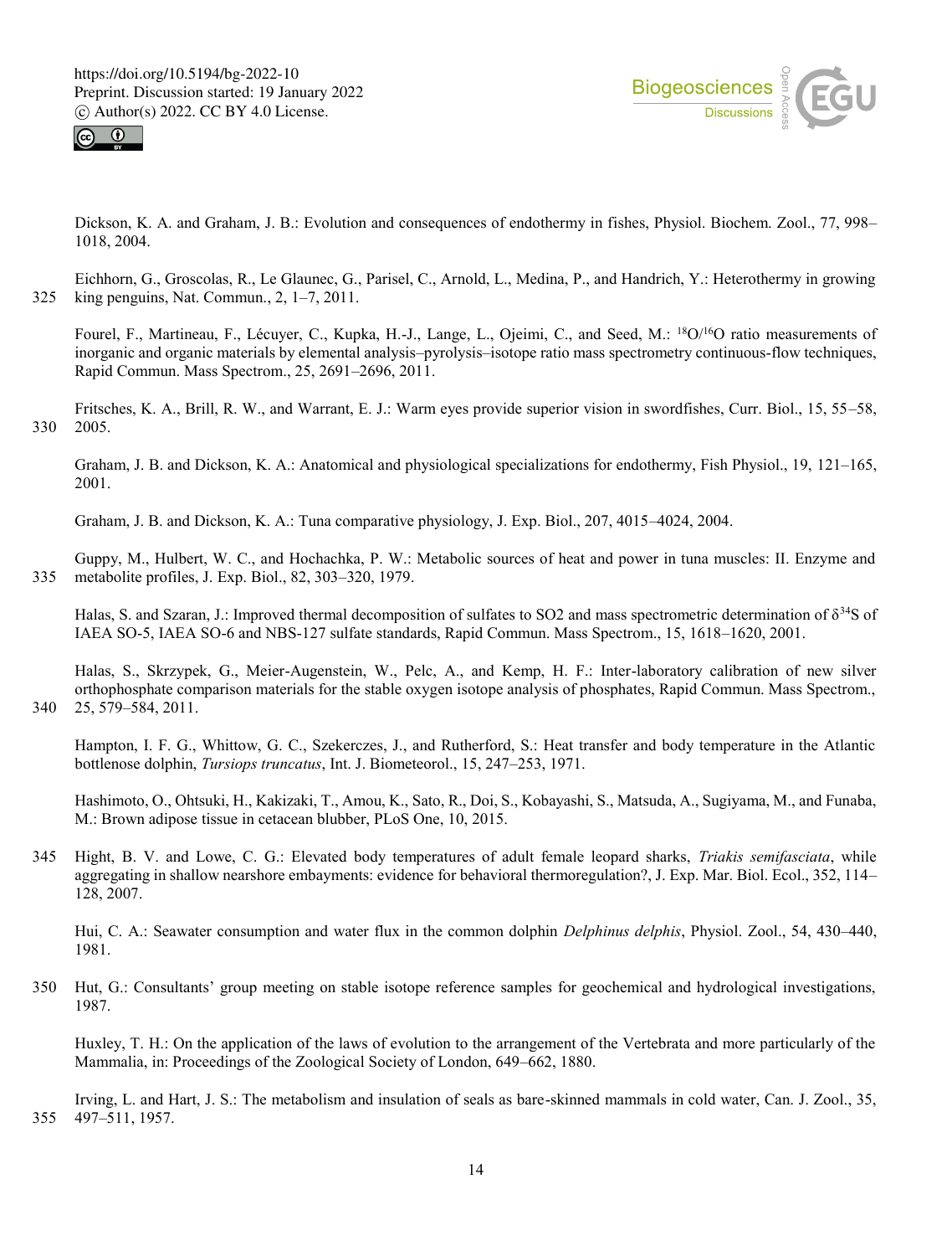Dickson, K. A. and Graham, J. B.: Evolution and consequences of endothermy in fishes, Physiol. Biochem. Zool., 77, 998–1018, 2004.

Eichhorn, G., Groscolas, R., Le Glaunec, G., Parisel, C., Arnold, L., Medina, P., and Handrich, Y.: Heterothermy in growing king penguins, Nat. Commun., 2, 1–7, 2011.

Fourel, F., Martineau, F., Lécuyer, C., Kupka, H.-J., Lange, L., Ojeimi, C., and Seed, M.: $^{18}O/^{16}O$ ratio measurements of inorganic and organic materials by elemental analysis–pyrolysis–isotope ratio mass spectrometry continuous-flow techniques, Rapid Commun. Mass Spectrom., 25, 2691–2696, 2011.

Fritsches, K. A., Brill, R. W., and Warrant, E. J.: Warm eyes provide superior vision in swordfishes, Curr. Biol., 15, 55–58, 2005.

Graham, J. B. and Dickson, K. A.: Anatomical and physiological specializations for endothermy, Fish Physiol., 19, 121–165, 2001.

Graham, J. B. and Dickson, K. A.: Tuna comparative physiology, J. Exp. Biol., 207, 4015–4024, 2004.

Guppy, M., Hulbert, W. C., and Hochachka, P. W.: Metabolic sources of heat and power in tuna muscles: II. Enzyme and metabolite profiles, J. Exp. Biol., 82, 303–320, 1979.

Halas, S. and Szaran, J.: Improved thermal decomposition of sulfates to SO2 and mass spectrometric determination of $\delta^{34}S$ of IAEA SO-5, IAEA SO-6 and NBS-127 sulfate standards, Rapid Commun. Mass Spectrom., 15, 1618–1620, 2001.

Halas, S., Skrzypek, G., Meier-Augenstein, W., Pelc, A., and Kemp, H. F.: Inter-laboratory calibration of new silver orthophosphate comparison materials for the stable oxygen isotope analysis of phosphates, Rapid Commun. Mass Spectrom., 25, 579–584, 2011.

Hampton, I. F. G., Whittow, G. C., Szekerczes, J., and Rutherford, S.: Heat transfer and body temperature in the Atlantic bottlenose dolphin, *Tursiops truncatus*, Int. J. Biometeorol., 15, 247–253, 1971.

Hashimoto, O., Ohtsuki, H., Kakizaki, T., Amou, K., Sato, R., Doi, S., Kobayashi, S., Matsuda, A., Sugiyama, M., and Funaba, M.: Brown adipose tissue in cetacean blubber, PLoS One, 10, 2015.

Hight, B. V. and Lowe, C. G.: Elevated body temperatures of adult female leopard sharks, *Triakis semifasciata*, while aggregating in shallow nearshore embayments: evidence for behavioral thermoregulation?, J. Exp. Mar. Biol. Ecol., 352, 114–128, 2007.

Hui, C. A.: Seawater consumption and water flux in the common dolphin *Delphinus delphis*, Physiol. Zool., 54, 430–440, 1981.

Hut, G.: Consultants' group meeting on stable isotope reference samples for geochemical and hydrological investigations, 1987.

Huxley, T. H.: On the application of the laws of evolution to the arrangement of the Vertebrata and more particularly of the Mammalia, in: Proceedings of the Zoological Society of London, 649–662, 1880.

Irving, L. and Hart, J. S.: The metabolism and insulation of seals as bare-skinned mammals in cold water, Can. J. Zool., 35, 497–511, 1957.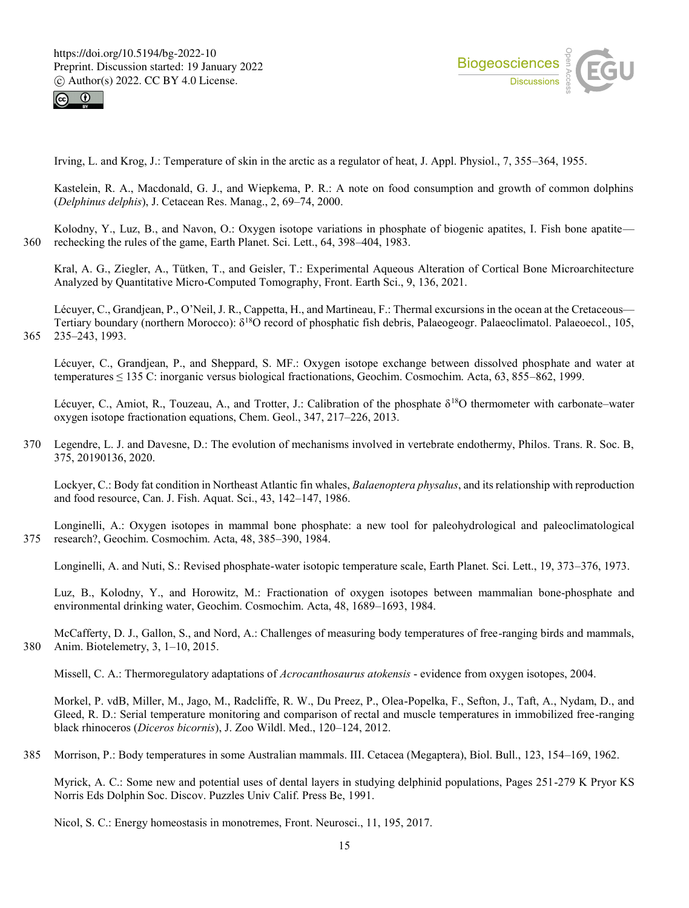Irving, L. and Krog, J.: Temperature of skin in the arctic as a regulator of heat, J. Appl. Physiol., 7, 355–364, 1955.

Kastelein, R. A., Macdonald, G. J., and Wiepkema, P. R.: A note on food consumption and growth of common dolphins (*Delphinus delphis*), J. Cetacean Res. Manag., 2, 69–74, 2000.

Kolodny, Y., Luz, B., and Navon, O.: Oxygen isotope variations in phosphate of biogenic apatites, I. Fish bone apatite—rechecking the rules of the game, Earth Planet. Sci. Lett., 64, 398–404, 1983.

Kral, A. G., Ziegler, A., Tütken, T., and Geisler, T.: Experimental Aqueous Alteration of Cortical Bone Microarchitecture Analyzed by Quantitative Micro-Computed Tomography, Front. Earth Sci., 9, 136, 2021.

Lécuyer, C., Grandjean, P., O'Neil, J. R., Cappetta, H., and Martineau, F.: Thermal excursions in the ocean at the Cretaceous—Tertiary boundary (northern Morocco): $\delta^{18}O$ record of phosphatic fish debris, Palaeogeogr. Palaeoclimatol. Palaeoecol., 105, 235–243, 1993.

Lécuyer, C., Grandjean, P., and Sheppard, S. MF.: Oxygen isotope exchange between dissolved phosphate and water at temperatures ≤ 135 C: inorganic versus biological fractionations, Geochim. Cosmochim. Acta, 63, 855–862, 1999.

Lécuyer, C., Amiot, R., Touzeau, A., and Trotter, J.: Calibration of the phosphate $\delta^{18}O$ thermometer with carbonate–water oxygen isotope fractionation equations, Chem. Geol., 347, 217–226, 2013.

Legendre, L. J. and Davesne, D.: The evolution of mechanisms involved in vertebrate endothermy, Philos. Trans. R. Soc. B, 375, 20190136, 2020.

Lockyer, C.: Body fat condition in Northeast Atlantic fin whales, *Balaenoptera physalus*, and its relationship with reproduction and food resource, Can. J. Fish. Aquat. Sci., 43, 142–147, 1986.

Longinelli, A.: Oxygen isotopes in mammal bone phosphate: a new tool for paleohydrological and paleoclimatological research?, Geochim. Cosmochim. Acta, 48, 385–390, 1984.

Longinelli, A. and Nuti, S.: Revised phosphate-water isotopic temperature scale, Earth Planet. Sci. Lett., 19, 373–376, 1973.

Luz, B., Kolodny, Y., and Horowitz, M.: Fractionation of oxygen isotopes between mammalian bone-phosphate and environmental drinking water, Geochim. Cosmochim. Acta, 48, 1689–1693, 1984.

McCafferty, D. J., Gallon, S., and Nord, A.: Challenges of measuring body temperatures of free-ranging birds and mammals, Anim. Biotelemetry, 3, 1–10, 2015.

Missell, C. A.: Thermoregulatory adaptations of *Acrocanthosaurus atokensis* - evidence from oxygen isotopes, 2004.

Morkel, P. vdB, Miller, M., Jago, M., Radcliffe, R. W., Du Preez, P., Olea-Popelka, F., Sefton, J., Taft, A., Nydam, D., and Gleed, R. D.: Serial temperature monitoring and comparison of rectal and muscle temperatures in immobilized free-ranging black rhinoceros (*Diceros bicornis*), J. Zoo Wildl. Med., 120–124, 2012.

Morrison, P.: Body temperatures in some Australian mammals. III. Cetacea (Megaptera), Biol. Bull., 123, 154–169, 1962.

Myrick, A. C.: Some new and potential uses of dental layers in studying delphinid populations, Pages 251-279 K Pryor KS Norris Eds Dolphin Soc. Discov. Puzzles Univ Calif. Press Be, 1991.

Nicol, S. C.: Energy homeostasis in monotremes, Front. Neurosci., 11, 195, 2017.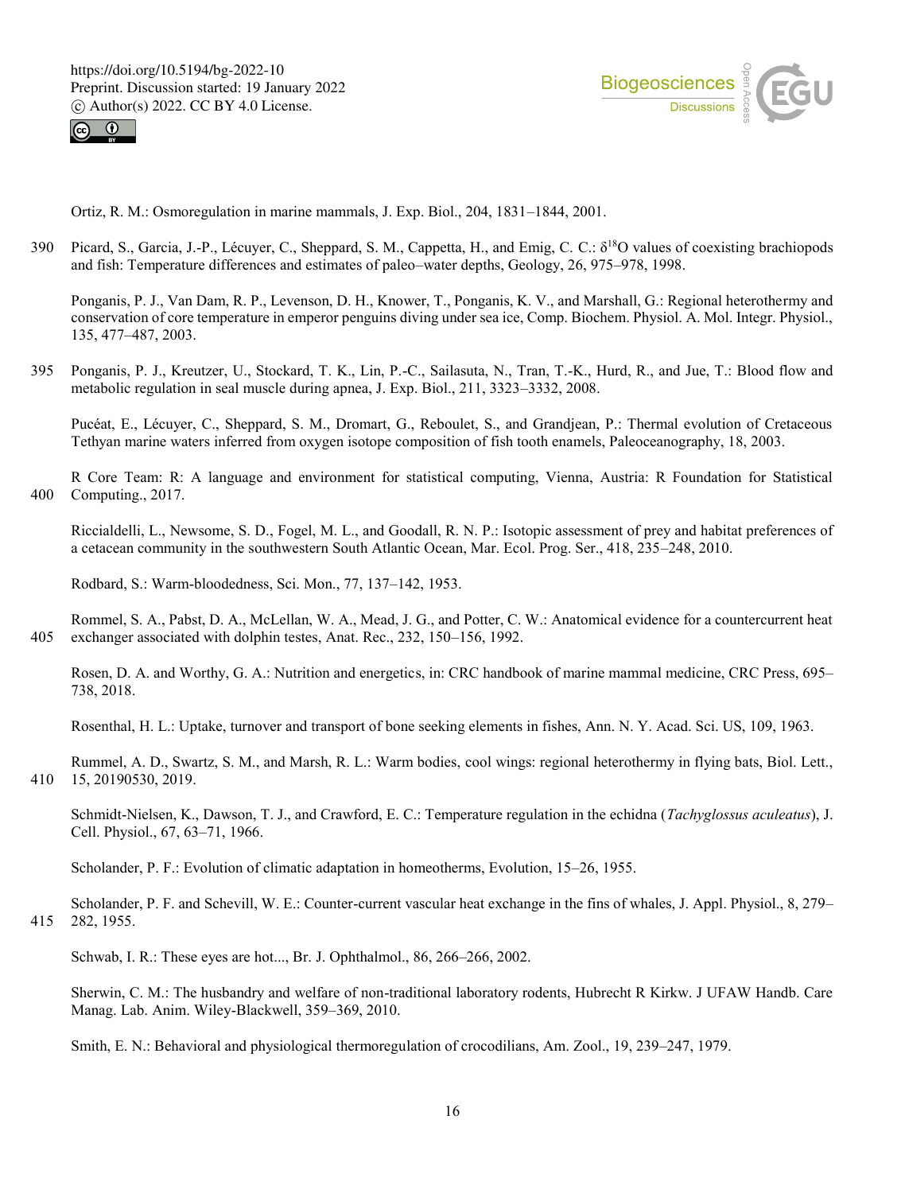Ortiz, R. M.: Osmoregulation in marine mammals, J. Exp. Biol., 204, 1831–1844, 2001.

Picard, S., Garcia, J.-P., Lécuyer, C., Sheppard, S. M., Cappetta, H., and Emig, C. C.: $\delta^{18}$O values of coexisting brachiopods and fish: Temperature differences and estimates of paleo–water depths, Geology, 26, 975–978, 1998.

Ponganis, P. J., Van Dam, R. P., Levenson, D. H., Knower, T., Ponganis, K. V., and Marshall, G.: Regional heterothermy and conservation of core temperature in emperor penguins diving under sea ice, Comp. Biochem. Physiol. A. Mol. Integr. Physiol., 135, 477–487, 2003.

Ponganis, P. J., Kreutzer, U., Stockard, T. K., Lin, P.-C., Sailasuta, N., Tran, T.-K., Hurd, R., and Jue, T.: Blood flow and metabolic regulation in seal muscle during apnea, J. Exp. Biol., 211, 3323–3332, 2008.

Pucéat, E., Lécuyer, C., Sheppard, S. M., Dromart, G., Reboulet, S., and Grandjean, P.: Thermal evolution of Cretaceous Tethyan marine waters inferred from oxygen isotope composition of fish tooth enamels, Paleoceanography, 18, 2003.

R Core Team: R: A language and environment for statistical computing, Vienna, Austria: R Foundation for Statistical Computing., 2017.

Riccialdelli, L., Newsome, S. D., Fogel, M. L., and Goodall, R. N. P.: Isotopic assessment of prey and habitat preferences of a cetacean community in the southwestern South Atlantic Ocean, Mar. Ecol. Prog. Ser., 418, 235–248, 2010.

Rodbard, S.: Warm-bloodedness, Sci. Mon., 77, 137–142, 1953.

Rommel, S. A., Pabst, D. A., McLellan, W. A., Mead, J. G., and Potter, C. W.: Anatomical evidence for a countercurrent heat exchanger associated with dolphin testes, Anat. Rec., 232, 150–156, 1992.

Rosen, D. A. and Worthy, G. A.: Nutrition and energetics, in: CRC handbook of marine mammal medicine, CRC Press, 695–738, 2018.

Rosenthal, H. L.: Uptake, turnover and transport of bone seeking elements in fishes, Ann. N. Y. Acad. Sci. US, 109, 1963.

Rummel, A. D., Swartz, S. M., and Marsh, R. L.: Warm bodies, cool wings: regional heterothermy in flying bats, Biol. Lett., 15, 20190530, 2019.

Schmidt-Nielsen, K., Dawson, T. J., and Crawford, E. C.: Temperature regulation in the echidna (*Tachyglossus aculeatus*), J. Cell. Physiol., 67, 63–71, 1966.

Scholander, P. F.: Evolution of climatic adaptation in homeotherms, Evolution, 15–26, 1955.

Scholander, P. F. and Schevill, W. E.: Counter-current vascular heat exchange in the fins of whales, J. Appl. Physiol., 8, 279–282, 1955.

Schwab, I. R.: These eyes are hot..., Br. J. Ophthalmol., 86, 266–266, 2002.

Sherwin, C. M.: The husbandry and welfare of non-traditional laboratory rodents, Hubrecht R Kirkw. J UFAW Handb. Care Manag. Lab. Anim. Wiley-Blackwell, 359–369, 2010.

Smith, E. N.: Behavioral and physiological thermoregulation of crocodilians, Am. Zool., 19, 239–247, 1979.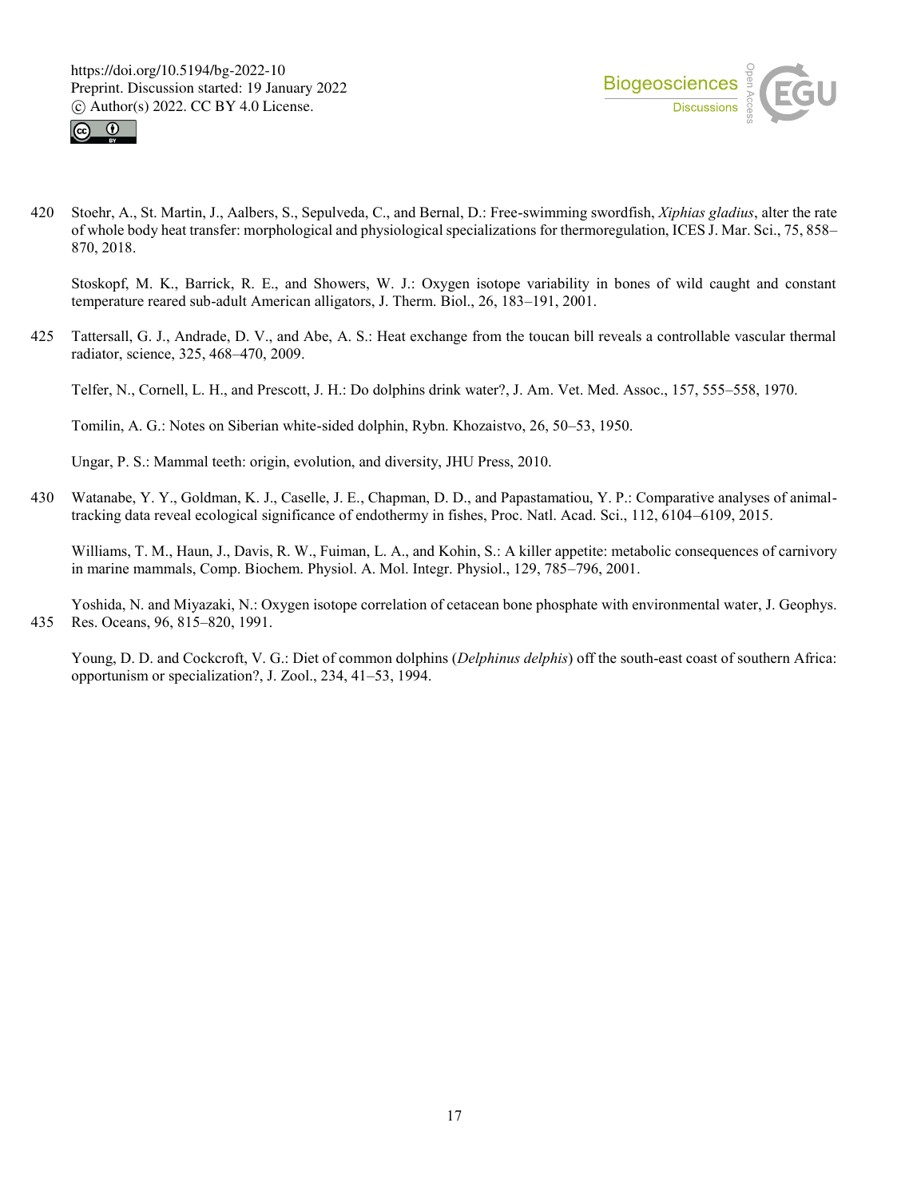Stoehr, A., St. Martin, J., Aalbers, S., Sepulveda, C., and Bernal, D.: Free-swimming swordfish, *Xiphias gladius*, alter the rate of whole body heat transfer: morphological and physiological specializations for thermoregulation, ICES J. Mar. Sci., 75, 858–870, 2018.

Stoskopf, M. K., Barrick, R. E., and Showers, W. J.: Oxygen isotope variability in bones of wild caught and constant temperature reared sub-adult American alligators, J. Therm. Biol., 26, 183–191, 2001.

Tattersall, G. J., Andrade, D. V., and Abe, A. S.: Heat exchange from the toucan bill reveals a controllable vascular thermal radiator, science, 325, 468–470, 2009.

Telfer, N., Cornell, L. H., and Prescott, J. H.: Do dolphins drink water?, J. Am. Vet. Med. Assoc., 157, 555–558, 1970.

Tomilin, A. G.: Notes on Siberian white-sided dolphin, Rybn. Khozaistvo, 26, 50–53, 1950.

Ungar, P. S.: Mammal teeth: origin, evolution, and diversity, JHU Press, 2010.

Watanabe, Y. Y., Goldman, K. J., Caselle, J. E., Chapman, D. D., and Papastamatiou, Y. P.: Comparative analyses of animal-tracking data reveal ecological significance of endothermy in fishes, Proc. Natl. Acad. Sci., 112, 6104–6109, 2015.

Williams, T. M., Haun, J., Davis, R. W., Fuiman, L. A., and Kohin, S.: A killer appetite: metabolic consequences of carnivory in marine mammals, Comp. Biochem. Physiol. A. Mol. Integr. Physiol., 129, 785–796, 2001.

Yoshida, N. and Miyazaki, N.: Oxygen isotope correlation of cetacean bone phosphate with environmental water, J. Geophys. Res. Oceans, 96, 815–820, 1991.

Young, D. D. and Cockcroft, V. G.: Diet of common dolphins (*Delphinus delphis*) off the south-east coast of southern Africa: opportunism or specialization?, J. Zool., 234, 41–53, 1994.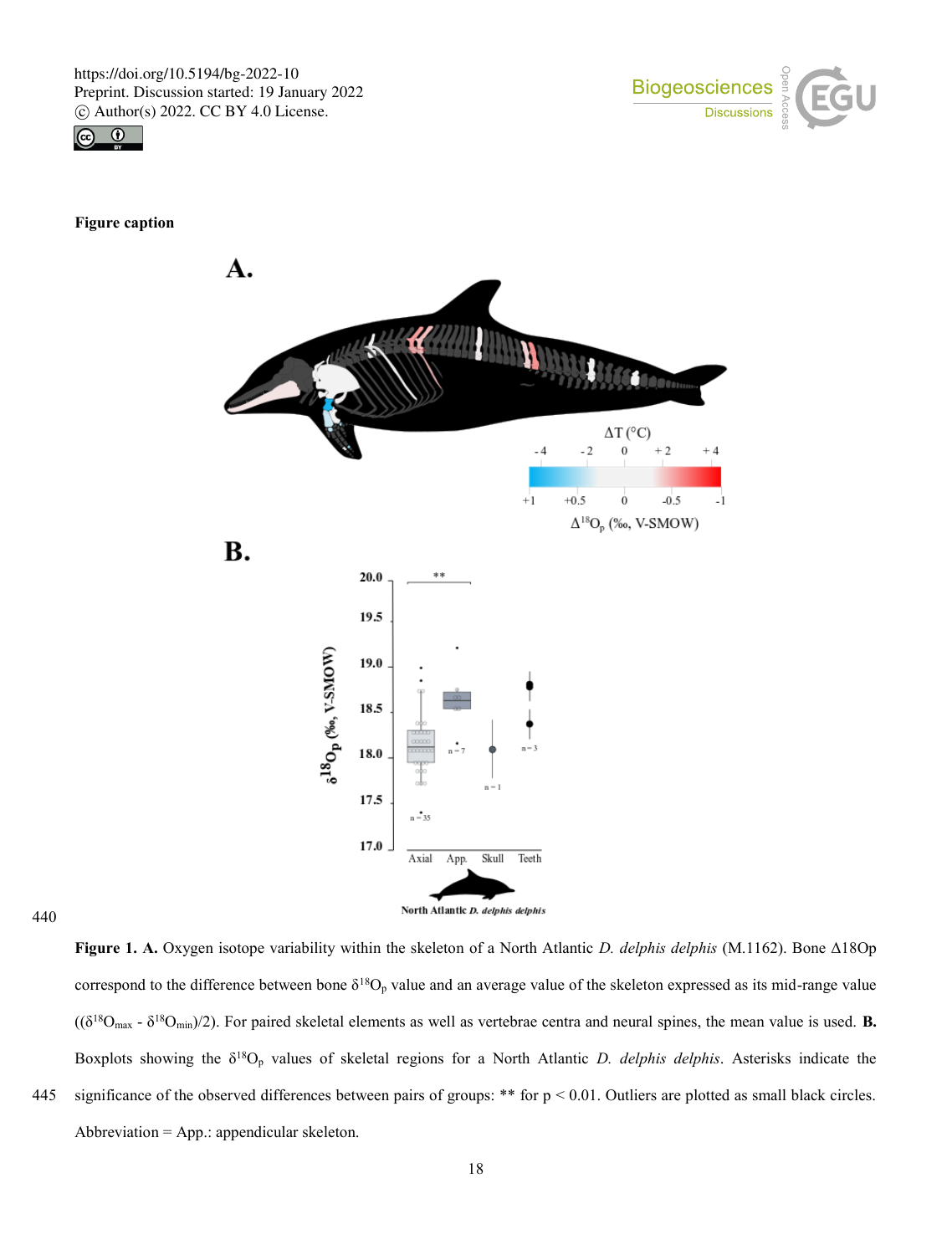**Figure caption**

**Figure 1. A.** Oxygen isotope variability within the skeleton of a North Atlantic *D. delphis delphis* (M.1162). Bone Δ18Op correspond to the difference between bone $\delta^{18}O_p$ value and an average value of the skeleton expressed as its mid-range value $((\delta^{18}O_{max} - \delta^{18}O_{min})/2)$. For paired skeletal elements as well as vertebrae centra and neural spines, the mean value is used. **B.** Boxplots showing the $\delta^{18}O_p$ values of skeletal regions for a North Atlantic *D. delphis delphis*. Asterisks indicate the significance of the observed differences between pairs of groups: ** for $p < 0.01$. Outliers are plotted as small black circles. Abbreviation = App.: appendicular skeleton.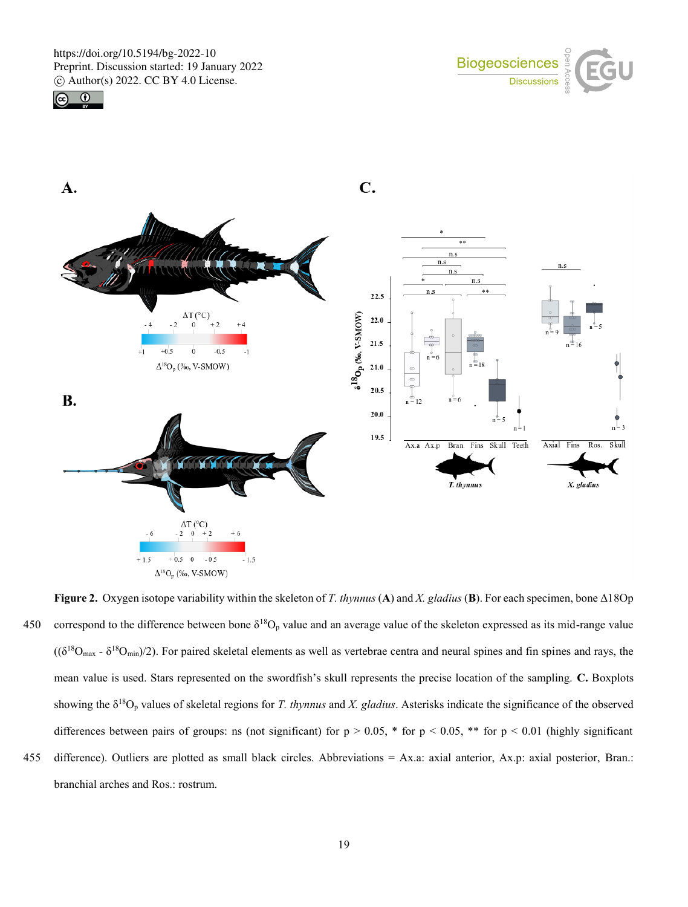**Figure 2.** Oxygen isotope variability within the skeleton of *T. thynnus* (**A**) and *X. gladius* (**B**). For each specimen, bone Δ18Op correspond to the difference between bone $\delta^{18}O_p$ value and an average value of the skeleton expressed as its mid-range value $((\delta^{18}O_{max} - \delta^{18}O_{min})/2)$. For paired skeletal elements as well as vertebrae centra and neural spines and fin spines and rays, the mean value is used. Stars represented on the swordfish's skull represents the precise location of the sampling. **C.** Boxplots showing the $\delta^{18}O_p$ values of skeletal regions for *T. thynnus* and *X. gladius*. Asterisks indicate the significance of the observed differences between pairs of groups: ns (not significant) for $p > 0.05$, * for $p < 0.05$, ** for $p < 0.01$ (highly significant difference). Outliers are plotted as small black circles. Abbreviations = Ax.a: axial anterior, Ax.p: axial posterior, Bran.: branchial arches and Ros.: rostrum.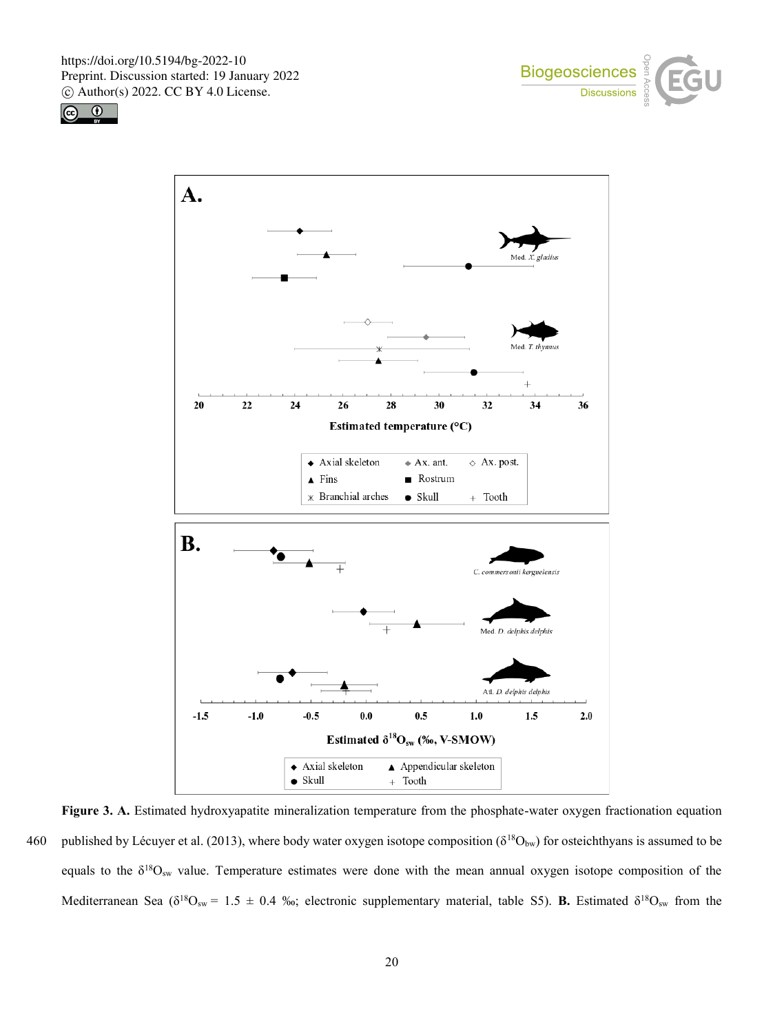**Figure 3. A.** Estimated hydroxyapatite mineralization temperature from the phosphate-water oxygen fractionation equation published by Lécuyer et al. (2013), where body water oxygen isotope composition ($\delta^{18}O_{bw}$) for osteichthyans is assumed to be equals to the $\delta^{18}O_{sw}$ value. Temperature estimates were done with the mean annual oxygen isotope composition of the Mediterranean Sea ($\delta^{18}O_{sw}$ = 1.5 ± 0.4 ‰; electronic supplementary material, table S5). **B.** Estimated $\delta^{18}O_{sw}$ from the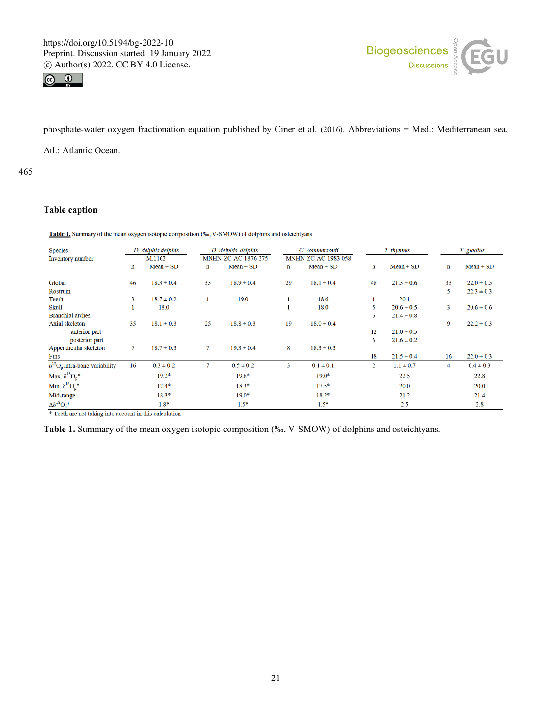phosphate-water oxygen fractionation equation published by Ciner et al. (2016). Abbreviations = Med.: Mediterranean sea, Atl.: Atlantic Ocean.

## Table caption

**Table 1.** Summary of the mean oxygen isotopic composition (‰, V-SMOW) of dolphins and osteichtyans

| Species | *D. delphis delphis* | | *D. delphis delphis* | | *C. commersonii* | | *T. thynnus* | | *X. gladius* | |
|---|---|---|---|---|---|---|---|---|---|---|
| Inventory number | M.1162 | | MNHN-ZC-AC-1876-275 | | MNHN-ZC-AC-1983-058 | | - | | - | |
| | n | Mean ± SD | n | Mean ± SD | n | Mean ± SD | n | Mean ± SD | n | Mean ± SD |
| Global | 46 | 18.3 ± 0.4 | 33 | 18.9 ± 0.4 | 29 | 18.1 ± 0.4 | 48 | 21.3 ± 0.6 | 33 | 22.0 ± 0.5 |
| Rostrum | | | | | | | | | 5 | 22.3 ± 0.3 |
| Teeth | 3 | 18.7 ± 0.2 | 1 | 19.0 | 1 | 18.6 | 1 | 20.1 | | |
| Skull | 1 | 18.0 | | | 1 | 18.0 | 5 | 20.6 ± 0.5 | 3 | 20.6 ± 0.6 |
| Branchial arches | | | | | | | 6 | 21.4 ± 0.8 | | |
| Axial skeleton | 35 | 18.1 ± 0.3 | 25 | 18.8 ± 0.3 | 19 | 18.0 ± 0.4 | | | 9 | 22.2 ± 0.3 |
| anterior part | | | | | | | 12 | 21.0 ± 0.5 | | |
| posterior part | | | | | | | 6 | 21.6 ± 0.2 | | |
| Appendicular skeleton | 7 | 18.7 ± 0.3 | 7 | 19.3 ± 0.4 | 8 | 18.3 ± 0.3 | | | | |
| Fins | | | | | | | 18 | 21.5 ± 0.4 | 16 | 22.0 ± 0.3 |
| $\delta^{18}O_p$ intra-bone variability | 16 | 0.3 ± 0.2 | 7 | 0.5 ± 0.2 | 3 | 0.1 ± 0.1 | 2 | 1.1 ± 0.7 | 4 | 0.4 ± 0.3 |
| Max. $\delta^{18}O_p$* | | 19.2* | | 19.8* | | 19.0* | | 22.5 | | 22.8 |
| Min. $\delta^{18}O_p$* | | 17.4* | | 18.3* | | 17.5* | | 20.0 | | 20.0 |
| Mid-range | | 18.3* | | 19.0* | | 18.2* | | 21.2 | | 21.4 |
| $\Delta\delta^{18}O_p$* | | 1.8* | | 1.5* | | 1.5* | | 2.5 | | 2.8 |

\* Teeth are not taking into account in this calculation

**Table 1.** Summary of the mean oxygen isotopic composition (‰, V-SMOW) of dolphins and osteichtyans.